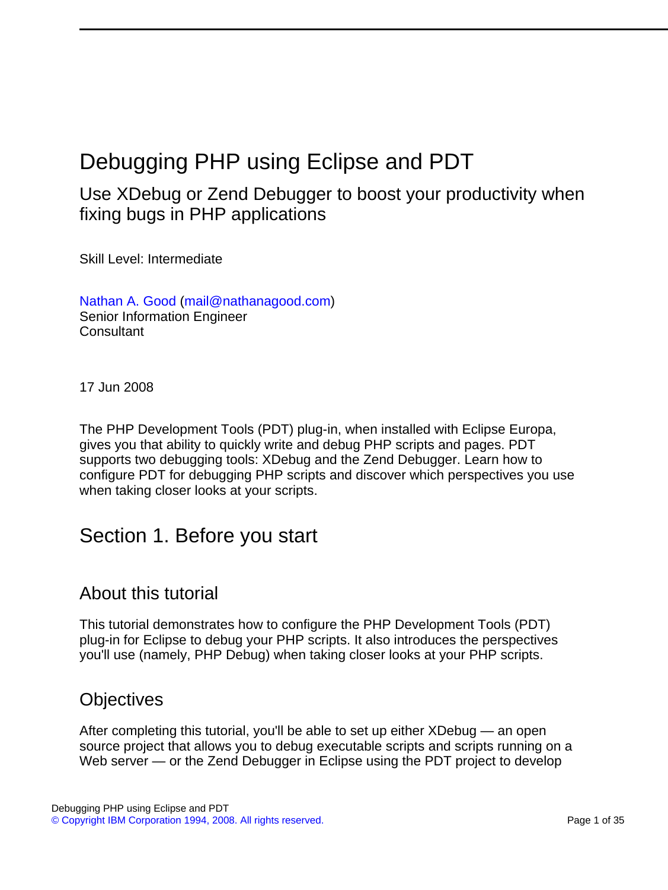# Debugging PHP using Eclipse and PDT

## Use XDebug or Zend Debugger to boost your productivity when fixing bugs in PHP applications

Skill Level: Intermediate

Nathan A. Good (mail@nathanagood.com)
Senior Information Engineer
Consultant

17 Jun 2008

The PHP Development Tools (PDT) plug-in, when installed with Eclipse Europa, gives you that ability to quickly write and debug PHP scripts and pages. PDT supports two debugging tools: XDebug and the Zend Debugger. Learn how to configure PDT for debugging PHP scripts and discover which perspectives you use when taking closer looks at your scripts.

## Section 1. Before you start

### About this tutorial

This tutorial demonstrates how to configure the PHP Development Tools (PDT) plug-in for Eclipse to debug your PHP scripts. It also introduces the perspectives you'll use (namely, PHP Debug) when taking closer looks at your PHP scripts.

### Objectives

After completing this tutorial, you'll be able to set up either XDebug — an open source project that allows you to debug executable scripts and scripts running on a Web server — or the Zend Debugger in Eclipse using the PDT project to develop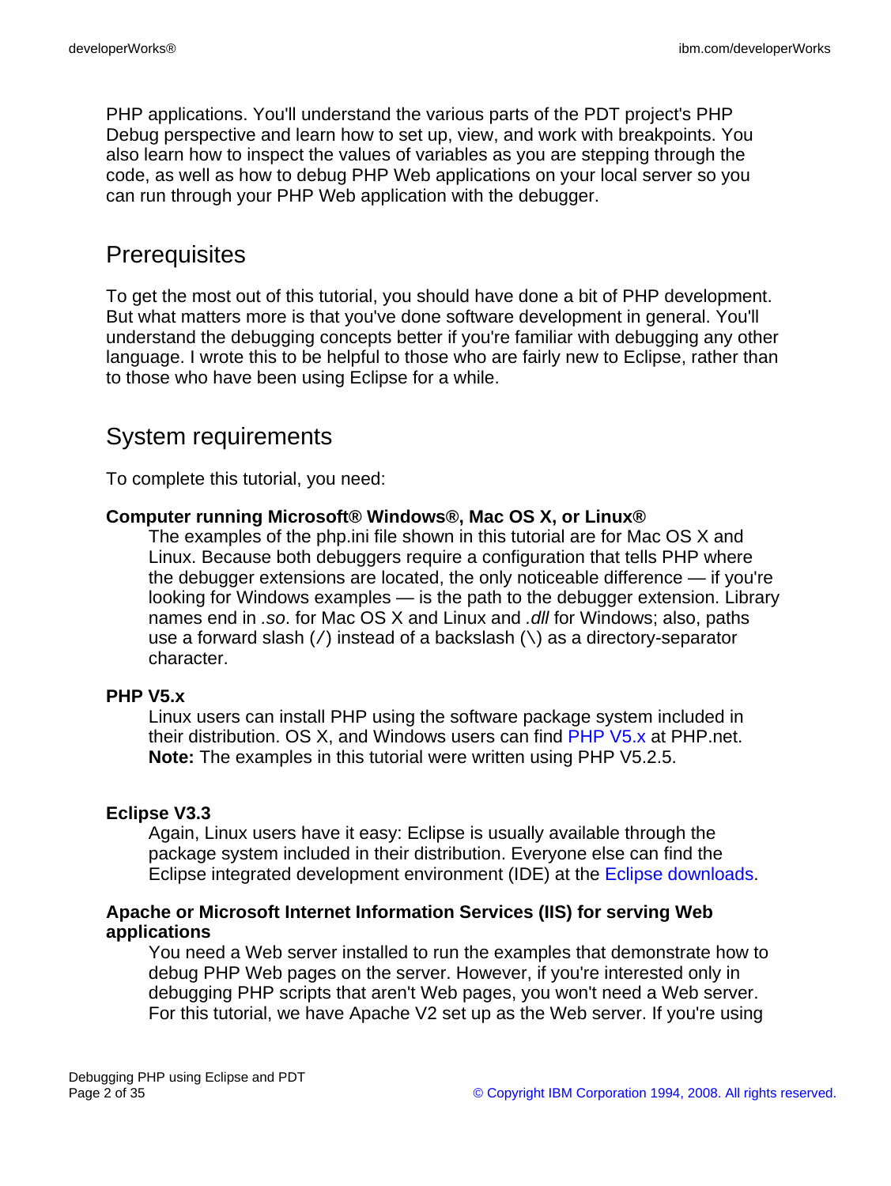PHP applications. You'll understand the various parts of the PDT project's PHP Debug perspective and learn how to set up, view, and work with breakpoints. You also learn how to inspect the values of variables as you are stepping through the code, as well as how to debug PHP Web applications on your local server so you can run through your PHP Web application with the debugger.

## Prerequisites

To get the most out of this tutorial, you should have done a bit of PHP development. But what matters more is that you've done software development in general. You'll understand the debugging concepts better if you're familiar with debugging any other language. I wrote this to be helpful to those who are fairly new to Eclipse, rather than to those who have been using Eclipse for a while.

## System requirements

To complete this tutorial, you need:

**Computer running Microsoft® Windows®, Mac OS X, or Linux®**

The examples of the php.ini file shown in this tutorial are for Mac OS X and Linux. Because both debuggers require a configuration that tells PHP where the debugger extensions are located, the only noticeable difference — if you're looking for Windows examples — is the path to the debugger extension. Library names end in *.so*. for Mac OS X and Linux and *.dll* for Windows; also, paths use a forward slash (/) instead of a backslash (\) as a directory-separator character.

**PHP V5.x**

Linux users can install PHP using the software package system included in their distribution. OS X, and Windows users can find PHP V5.x at PHP.net. **Note:** The examples in this tutorial were written using PHP V5.2.5.

**Eclipse V3.3**

Again, Linux users have it easy: Eclipse is usually available through the package system included in their distribution. Everyone else can find the Eclipse integrated development environment (IDE) at the Eclipse downloads.

**Apache or Microsoft Internet Information Services (IIS) for serving Web applications**

You need a Web server installed to run the examples that demonstrate how to debug PHP Web pages on the server. However, if you're interested only in debugging PHP scripts that aren't Web pages, you won't need a Web server. For this tutorial, we have Apache V2 set up as the Web server. If you're using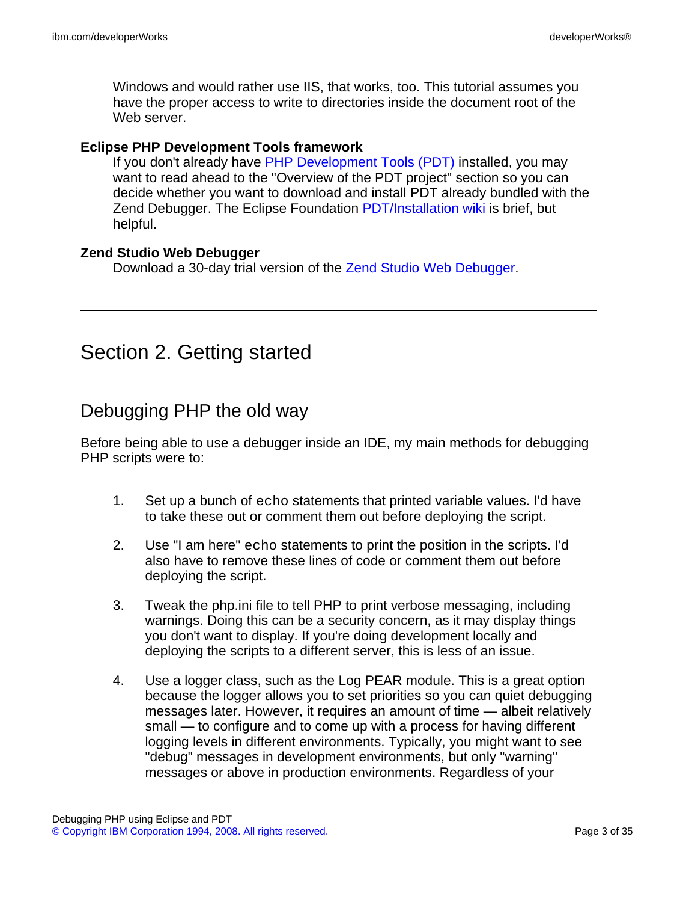Windows and would rather use IIS, that works, too. This tutorial assumes you have the proper access to write to directories inside the document root of the Web server.

**Eclipse PHP Development Tools framework**

If you don't already have PHP Development Tools (PDT) installed, you may want to read ahead to the "Overview of the PDT project" section so you can decide whether you want to download and install PDT already bundled with the Zend Debugger. The Eclipse Foundation PDT/Installation wiki is brief, but helpful.

**Zend Studio Web Debugger**

Download a 30-day trial version of the Zend Studio Web Debugger.

---

# Section 2. Getting started

## Debugging PHP the old way

Before being able to use a debugger inside an IDE, my main methods for debugging PHP scripts were to:

1. Set up a bunch of `echo` statements that printed variable values. I'd have to take these out or comment them out before deploying the script.

2. Use "I am here" `echo` statements to print the position in the scripts. I'd also have to remove these lines of code or comment them out before deploying the script.

3. Tweak the php.ini file to tell PHP to print verbose messaging, including warnings. Doing this can be a security concern, as it may display things you don't want to display. If you're doing development locally and deploying the scripts to a different server, this is less of an issue.

4. Use a logger class, such as the Log PEAR module. This is a great option because the logger allows you to set priorities so you can quiet debugging messages later. However, it requires an amount of time — albeit relatively small — to configure and to come up with a process for having different logging levels in different environments. Typically, you might want to see "debug" messages in development environments, but only "warning" messages or above in production environments. Regardless of your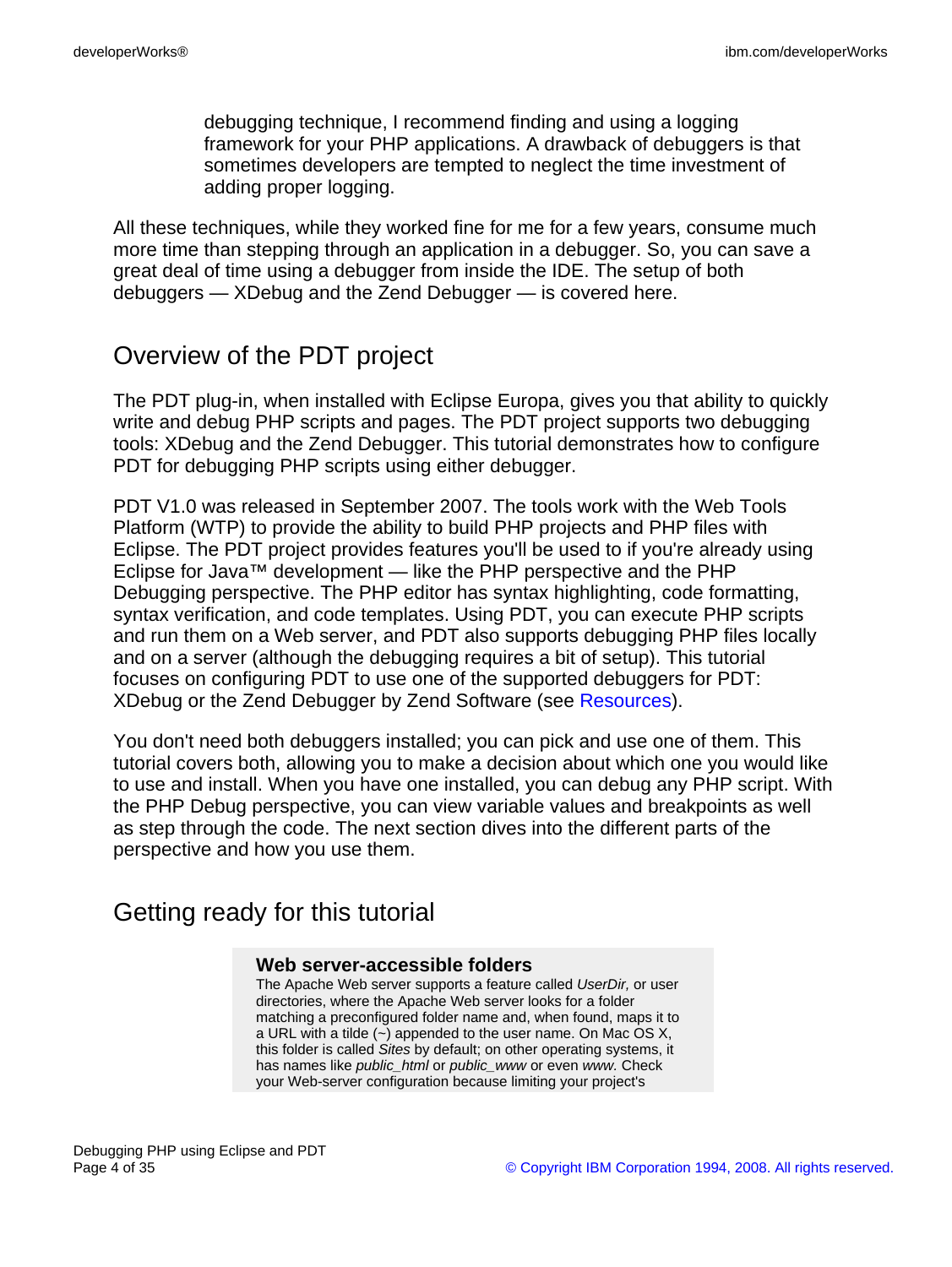debugging technique, I recommend finding and using a logging framework for your PHP applications. A drawback of debuggers is that sometimes developers are tempted to neglect the time investment of adding proper logging.

All these techniques, while they worked fine for me for a few years, consume much more time than stepping through an application in a debugger. So, you can save a great deal of time using a debugger from inside the IDE. The setup of both debuggers — XDebug and the Zend Debugger — is covered here.

## Overview of the PDT project

The PDT plug-in, when installed with Eclipse Europa, gives you that ability to quickly write and debug PHP scripts and pages. The PDT project supports two debugging tools: XDebug and the Zend Debugger. This tutorial demonstrates how to configure PDT for debugging PHP scripts using either debugger.

PDT V1.0 was released in September 2007. The tools work with the Web Tools Platform (WTP) to provide the ability to build PHP projects and PHP files with Eclipse. The PDT project provides features you'll be used to if you're already using Eclipse for Java™ development — like the PHP perspective and the PHP Debugging perspective. The PHP editor has syntax highlighting, code formatting, syntax verification, and code templates. Using PDT, you can execute PHP scripts and run them on a Web server, and PDT also supports debugging PHP files locally and on a server (although the debugging requires a bit of setup). This tutorial focuses on configuring PDT to use one of the supported debuggers for PDT: XDebug or the Zend Debugger by Zend Software (see Resources).

You don't need both debuggers installed; you can pick and use one of them. This tutorial covers both, allowing you to make a decision about which one you would like to use and install. When you have one installed, you can debug any PHP script. With the PHP Debug perspective, you can view variable values and breakpoints as well as step through the code. The next section dives into the different parts of the perspective and how you use them.

## Getting ready for this tutorial

**Web server-accessible folders**

The Apache Web server supports a feature called *UserDir,* or user directories, where the Apache Web server looks for a folder matching a preconfigured folder name and, when found, maps it to a URL with a tilde (~) appended to the user name. On Mac OS X, this folder is called *Sites* by default; on other operating systems, it has names like *public_html* or *public_www* or even *www.* Check your Web-server configuration because limiting your project's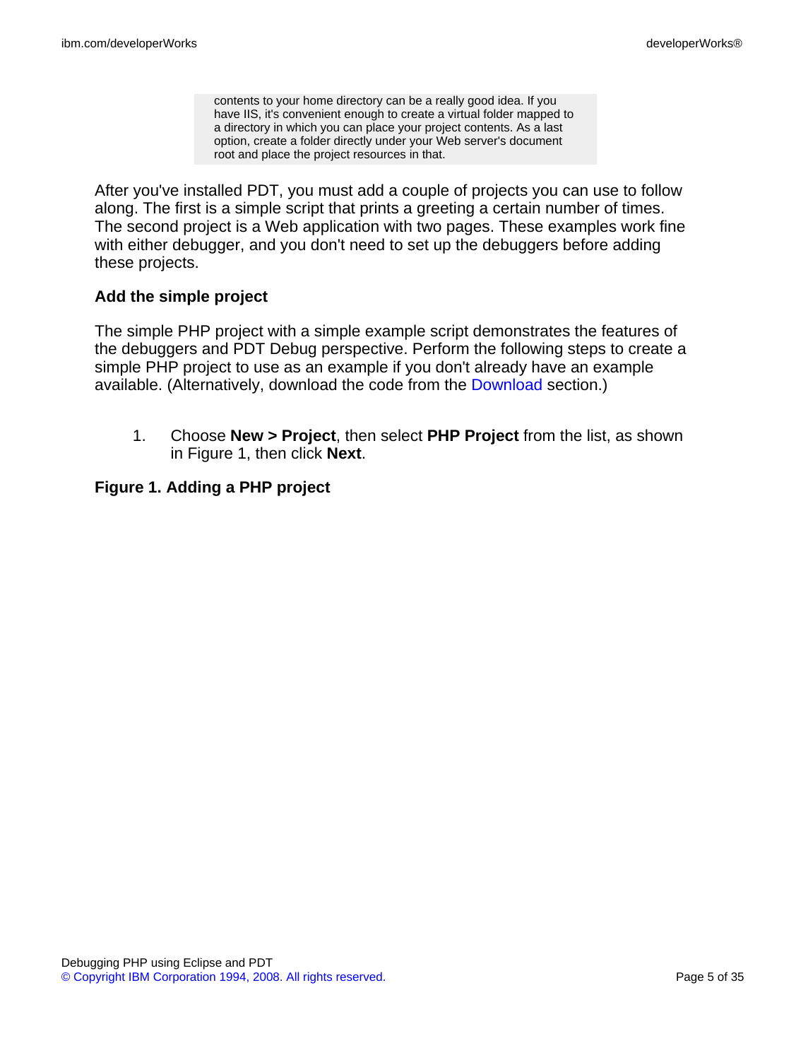> contents to your home directory can be a really good idea. If you have IIS, it's convenient enough to create a virtual folder mapped to a directory in which you can place your project contents. As a last option, create a folder directly under your Web server's document root and place the project resources in that.

After you've installed PDT, you must add a couple of projects you can use to follow along. The first is a simple script that prints a greeting a certain number of times. The second project is a Web application with two pages. These examples work fine with either debugger, and you don't need to set up the debuggers before adding these projects.

### Add the simple project

The simple PHP project with a simple example script demonstrates the features of the debuggers and PDT Debug perspective. Perform the following steps to create a simple PHP project to use as an example if you don't already have an example available. (Alternatively, download the code from the Download section.)

1. Choose **New > Project**, then select **PHP Project** from the list, as shown in Figure 1, then click **Next**.

**Figure 1. Adding a PHP project**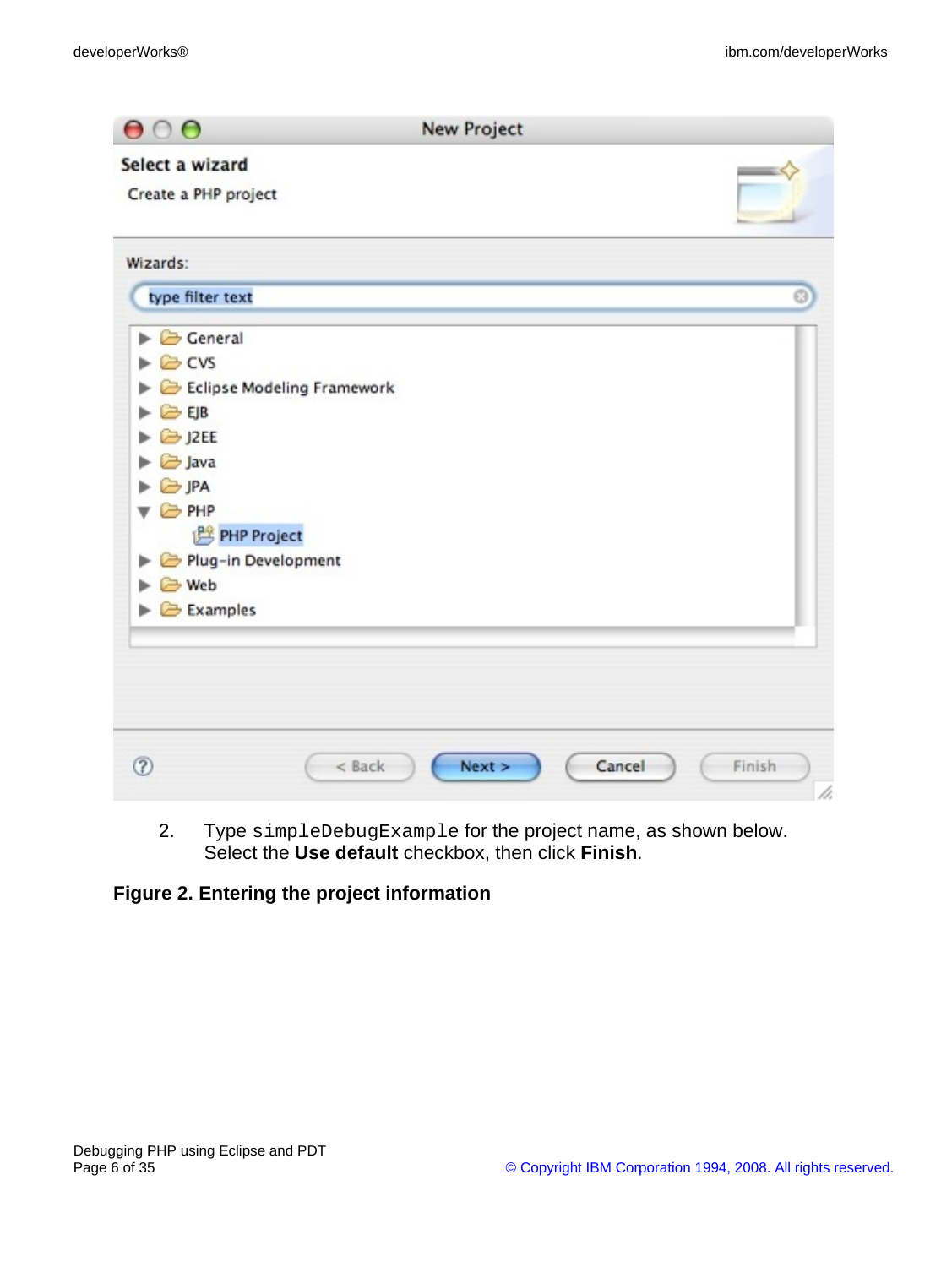2. Type `simpleDebugExample` for the project name, as shown below. Select the **Use default** checkbox, then click **Finish**.

**Figure 2. Entering the project information**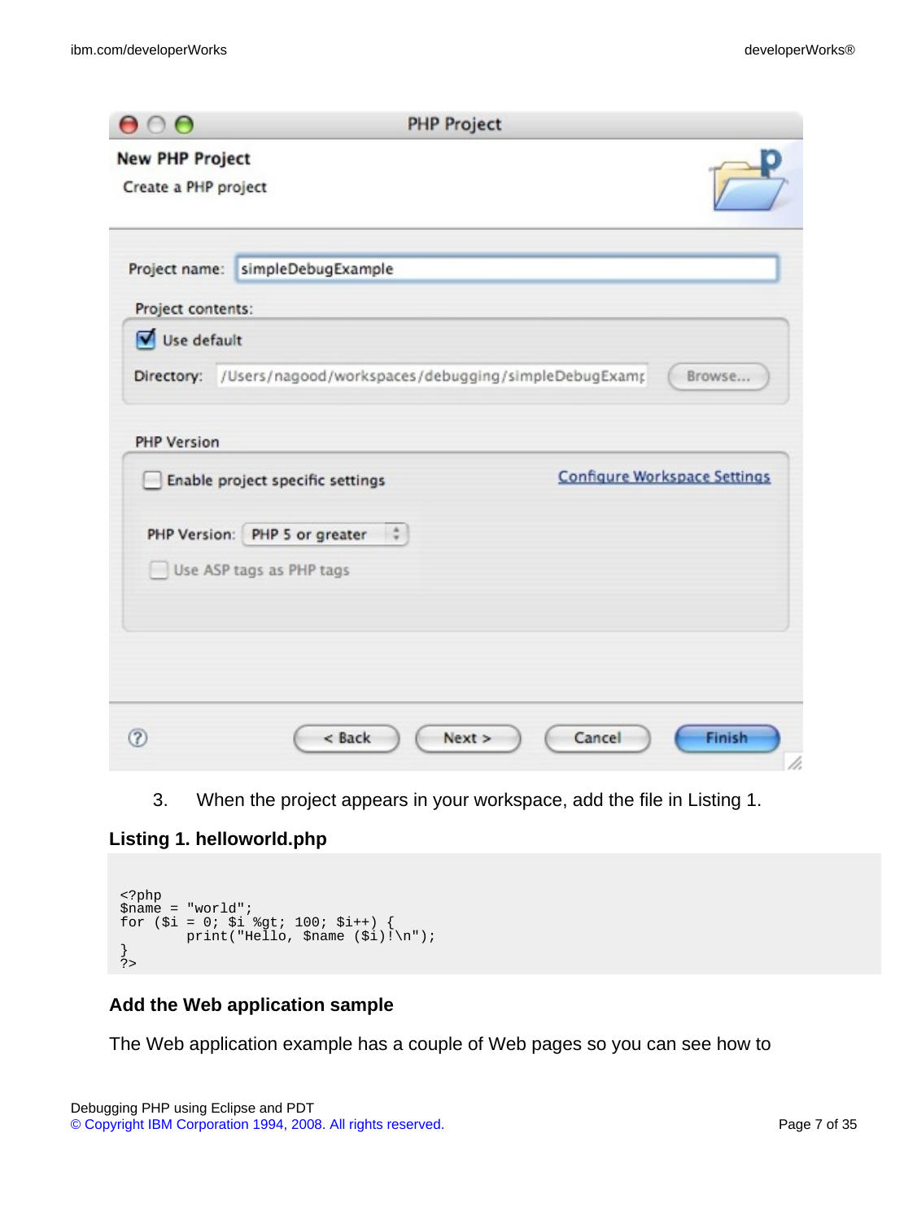3. When the project appears in your workspace, add the file in Listing 1.

### Listing 1. helloworld.php

```
<?php
$name = "world";
for ($i = 0; $i %gt; 100; $i++) {
        print("Hello, $name ($i)!\n");
}
?>
```

## Add the Web application sample

The Web application example has a couple of Web pages so you can see how to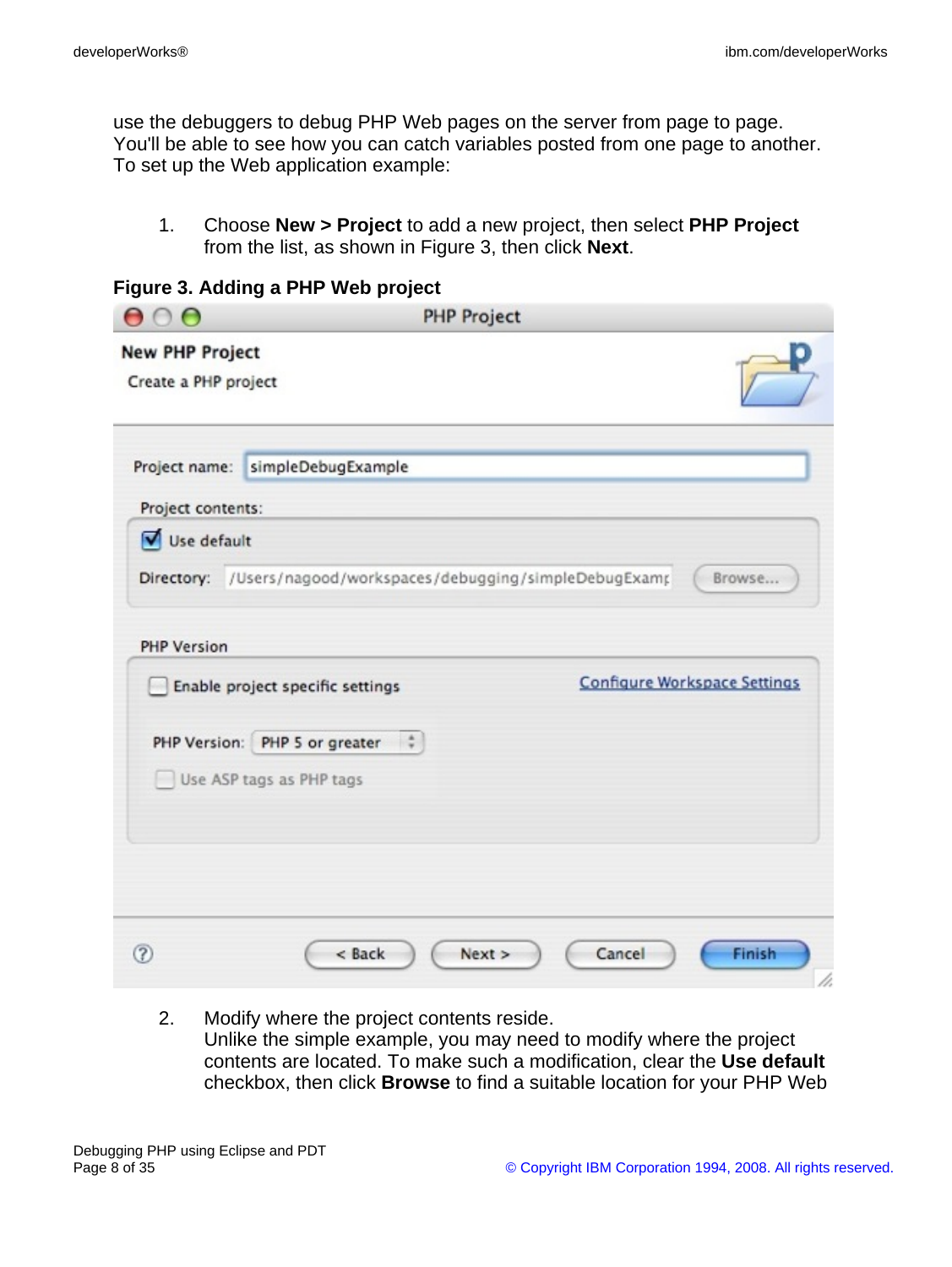use the debuggers to debug PHP Web pages on the server from page to page. You'll be able to see how you can catch variables posted from one page to another. To set up the Web application example:

1. Choose **New > Project** to add a new project, then select **PHP Project** from the list, as shown in Figure 3, then click **Next**.

**Figure 3. Adding a PHP Web project**

2. Modify where the project contents reside.
   Unlike the simple example, you may need to modify where the project contents are located. To make such a modification, clear the **Use default** checkbox, then click **Browse** to find a suitable location for your PHP Web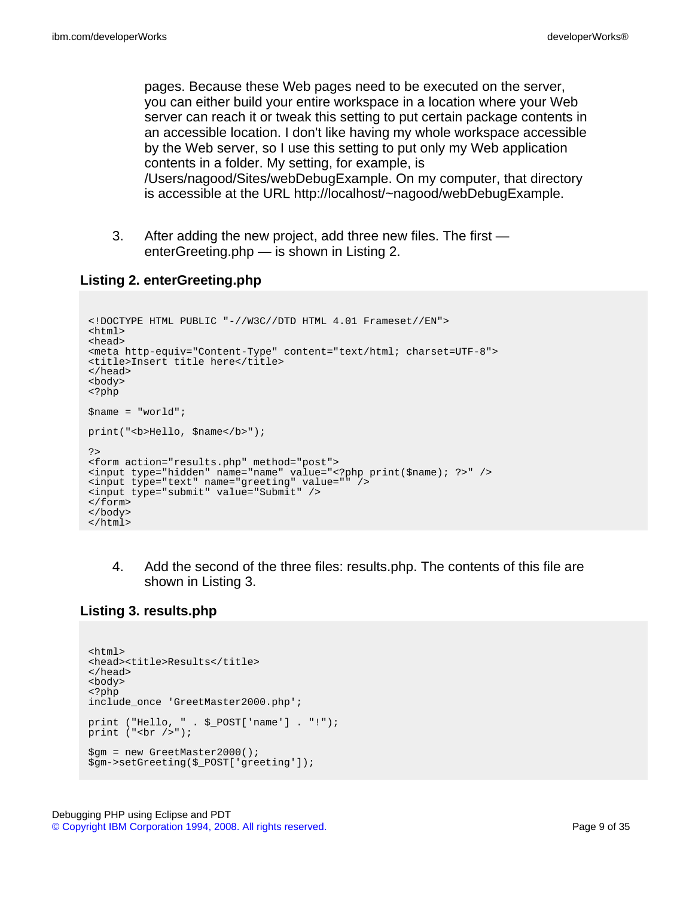pages. Because these Web pages need to be executed on the server, you can either build your entire workspace in a location where your Web server can reach it or tweak this setting to put certain package contents in an accessible location. I don't like having my whole workspace accessible by the Web server, so I use this setting to put only my Web application contents in a folder. My setting, for example, is /Users/nagood/Sites/webDebugExample. On my computer, that directory is accessible at the URL http://localhost/~nagood/webDebugExample.

3. After adding the new project, add three new files. The first — enterGreeting.php — is shown in Listing 2.

### Listing 2. enterGreeting.php

```
<!DOCTYPE HTML PUBLIC "-//W3C//DTD HTML 4.01 Frameset//EN">
<html>
<head>
<meta http-equiv="Content-Type" content="text/html; charset=UTF-8">
<title>Insert title here</title>
</head>
<body>
<?php

$name = "world";

print("<b>Hello, $name</b>");

?>
<form action="results.php" method="post">
<input type="hidden" name="name" value="<?php print($name); ?>" />
<input type="text" name="greeting" value="" />
<input type="submit" value="Submit" />
</form>
</body>
</html>
```

4. Add the second of the three files: results.php. The contents of this file are shown in Listing 3.

### Listing 3. results.php

```
<html>
<head><title>Results</title>
</head>
<body>
<?php
include_once 'GreetMaster2000.php';

print ("Hello, " . $_POST['name'] . "!");
print ("<br />");

$gm = new GreetMaster2000();
$gm->setGreeting($_POST['greeting']);
```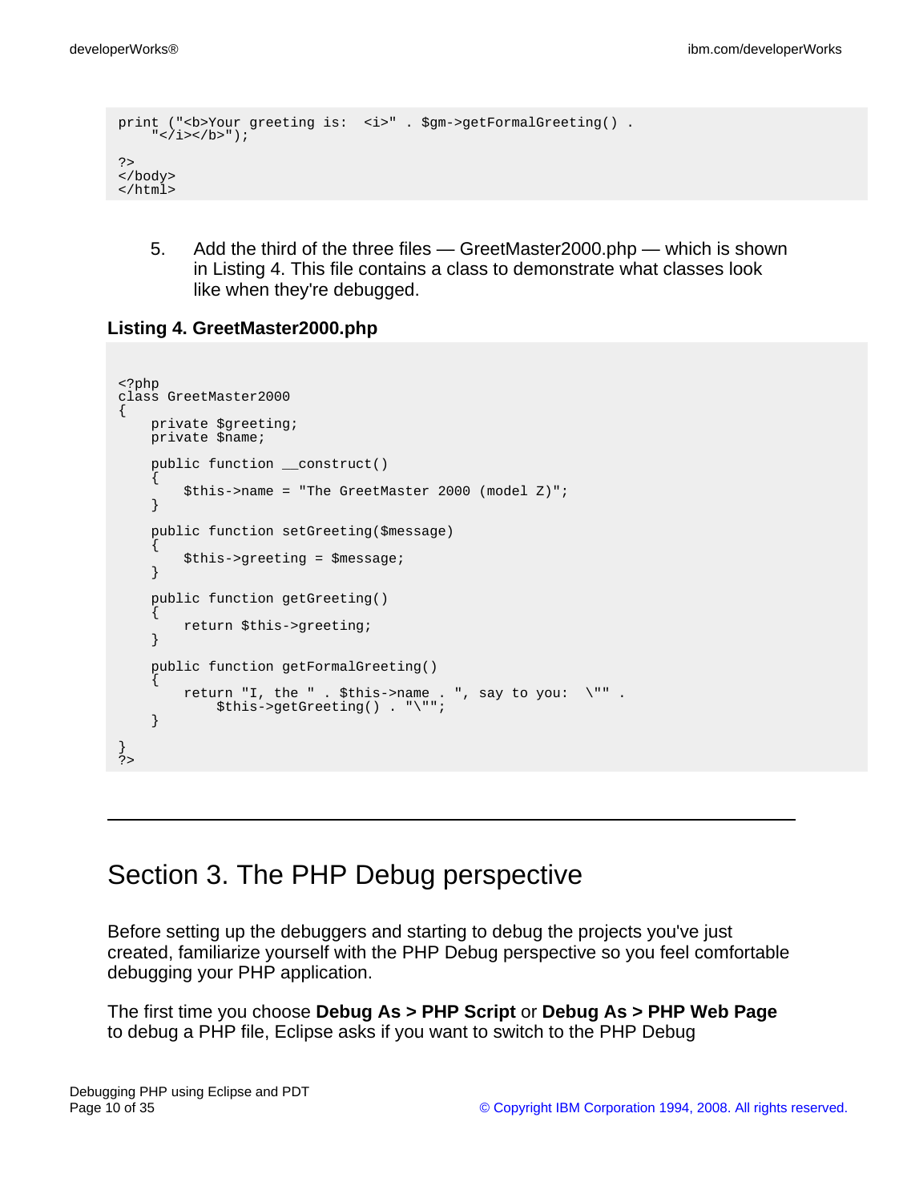```
print ("<b>Your greeting is:  <i>" . $gm->getFormalGreeting() .
    "</i></b>");

?>
</body>
</html>
```

5. Add the third of the three files — GreetMaster2000.php — which is shown in Listing 4. This file contains a class to demonstrate what classes look like when they're debugged.

**Listing 4. GreetMaster2000.php**

```
<?php
class GreetMaster2000
{
    private $greeting;
    private $name;

    public function __construct()
    {
        $this->name = "The GreetMaster 2000 (model Z)";
    }

    public function setGreeting($message)
    {
        $this->greeting = $message;
    }

    public function getGreeting()
    {
        return $this->greeting;
    }

    public function getFormalGreeting()
    {
        return "I, the " . $this->name . ", say to you:  \"" .
            $this->getGreeting() . "\"";
    }

}
?>
```

---

# Section 3. The PHP Debug perspective

Before setting up the debuggers and starting to debug the projects you've just created, familiarize yourself with the PHP Debug perspective so you feel comfortable debugging your PHP application.

The first time you choose **Debug As > PHP Script** or **Debug As > PHP Web Page** to debug a PHP file, Eclipse asks if you want to switch to the PHP Debug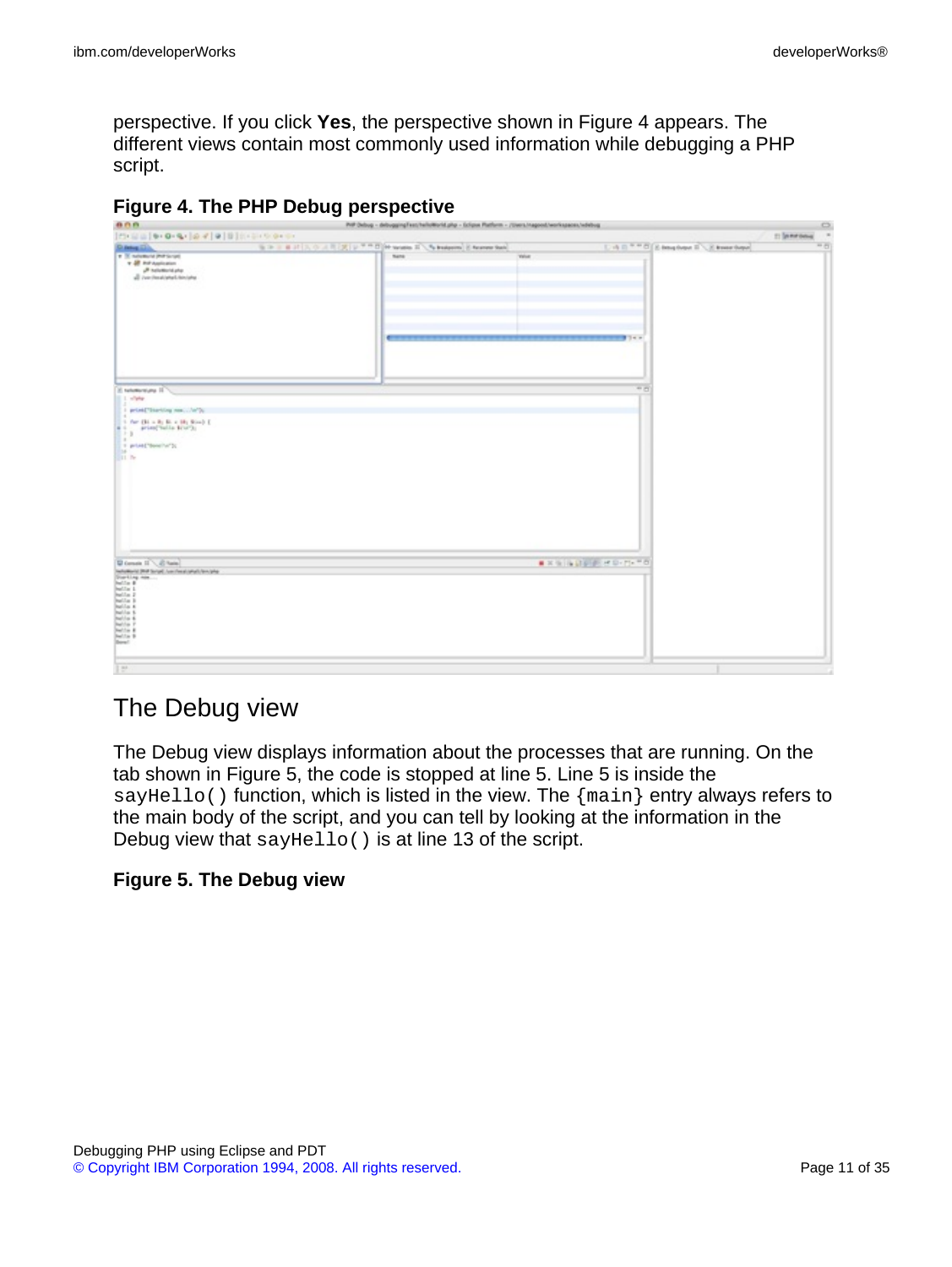perspective. If you click **Yes**, the perspective shown in Figure 4 appears. The different views contain most commonly used information while debugging a PHP script.

**Figure 4. The PHP Debug perspective**

## The Debug view

The Debug view displays information about the processes that are running. On the tab shown in Figure 5, the code is stopped at line 5. Line 5 is inside the `sayHello()` function, which is listed in the view. The `{main}` entry always refers to the main body of the script, and you can tell by looking at the information in the Debug view that `sayHello()` is at line 13 of the script.

**Figure 5. The Debug view**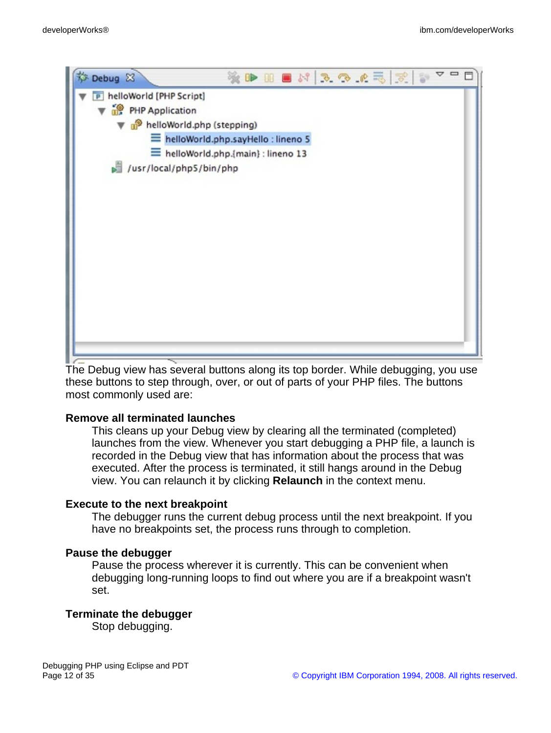The Debug view has several buttons along its top border. While debugging, you use these buttons to step through, over, or out of parts of your PHP files. The buttons most commonly used are:

**Remove all terminated launches**

This cleans up your Debug view by clearing all the terminated (completed) launches from the view. Whenever you start debugging a PHP file, a launch is recorded in the Debug view that has information about the process that was executed. After the process is terminated, it still hangs around in the Debug view. You can relaunch it by clicking **Relaunch** in the context menu.

**Execute to the next breakpoint**

The debugger runs the current debug process until the next breakpoint. If you have no breakpoints set, the process runs through to completion.

**Pause the debugger**

Pause the process wherever it is currently. This can be convenient when debugging long-running loops to find out where you are if a breakpoint wasn't set.

**Terminate the debugger**

Stop debugging.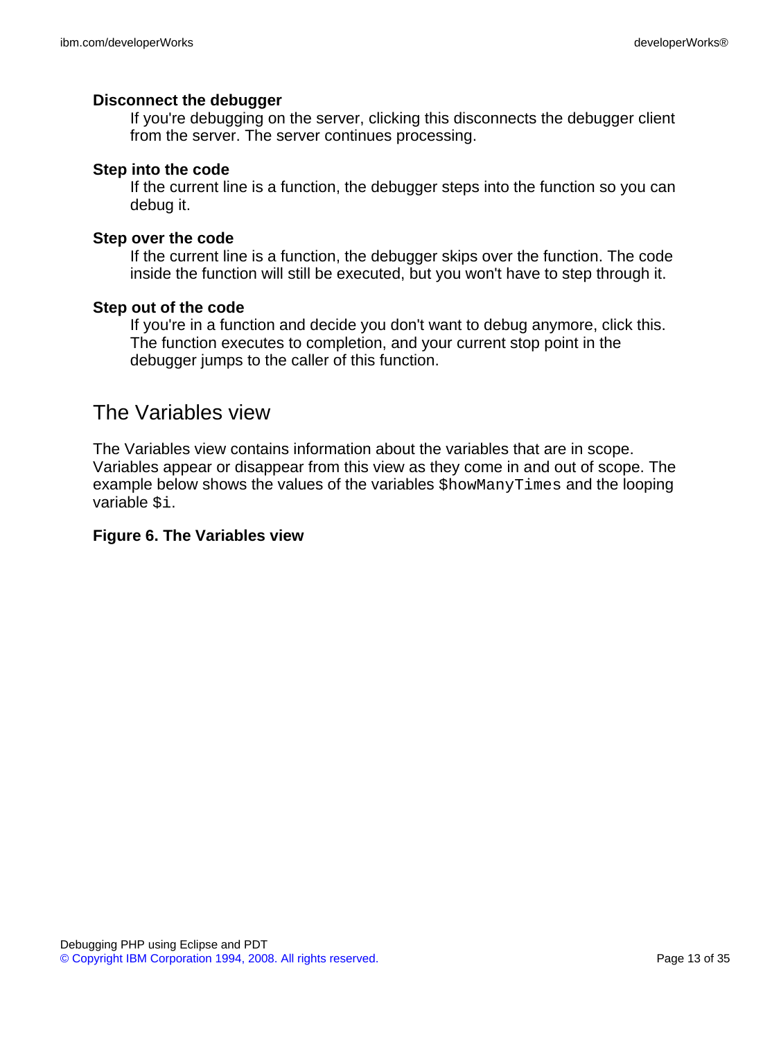**Disconnect the debugger**
If you're debugging on the server, clicking this disconnects the debugger client from the server. The server continues processing.

**Step into the code**
If the current line is a function, the debugger steps into the function so you can debug it.

**Step over the code**
If the current line is a function, the debugger skips over the function. The code inside the function will still be executed, but you won't have to step through it.

**Step out of the code**
If you're in a function and decide you don't want to debug anymore, click this. The function executes to completion, and your current stop point in the debugger jumps to the caller of this function.

## The Variables view

The Variables view contains information about the variables that are in scope. Variables appear or disappear from this view as they come in and out of scope. The example below shows the values of the variables `$howManyTimes` and the looping variable `$i`.

**Figure 6. The Variables view**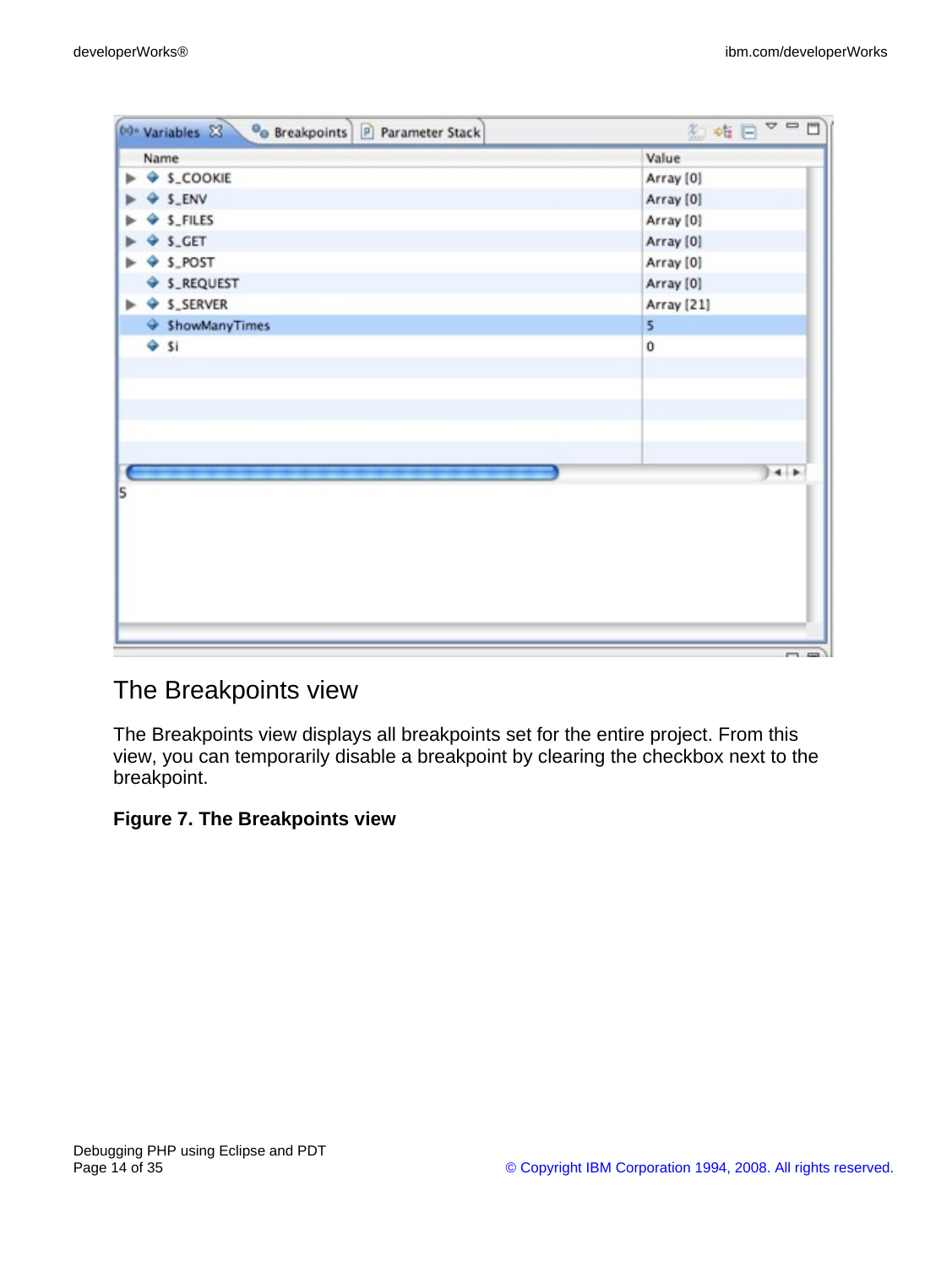## The Breakpoints view

The Breakpoints view displays all breakpoints set for the entire project. From this view, you can temporarily disable a breakpoint by clearing the checkbox next to the breakpoint.

**Figure 7. The Breakpoints view**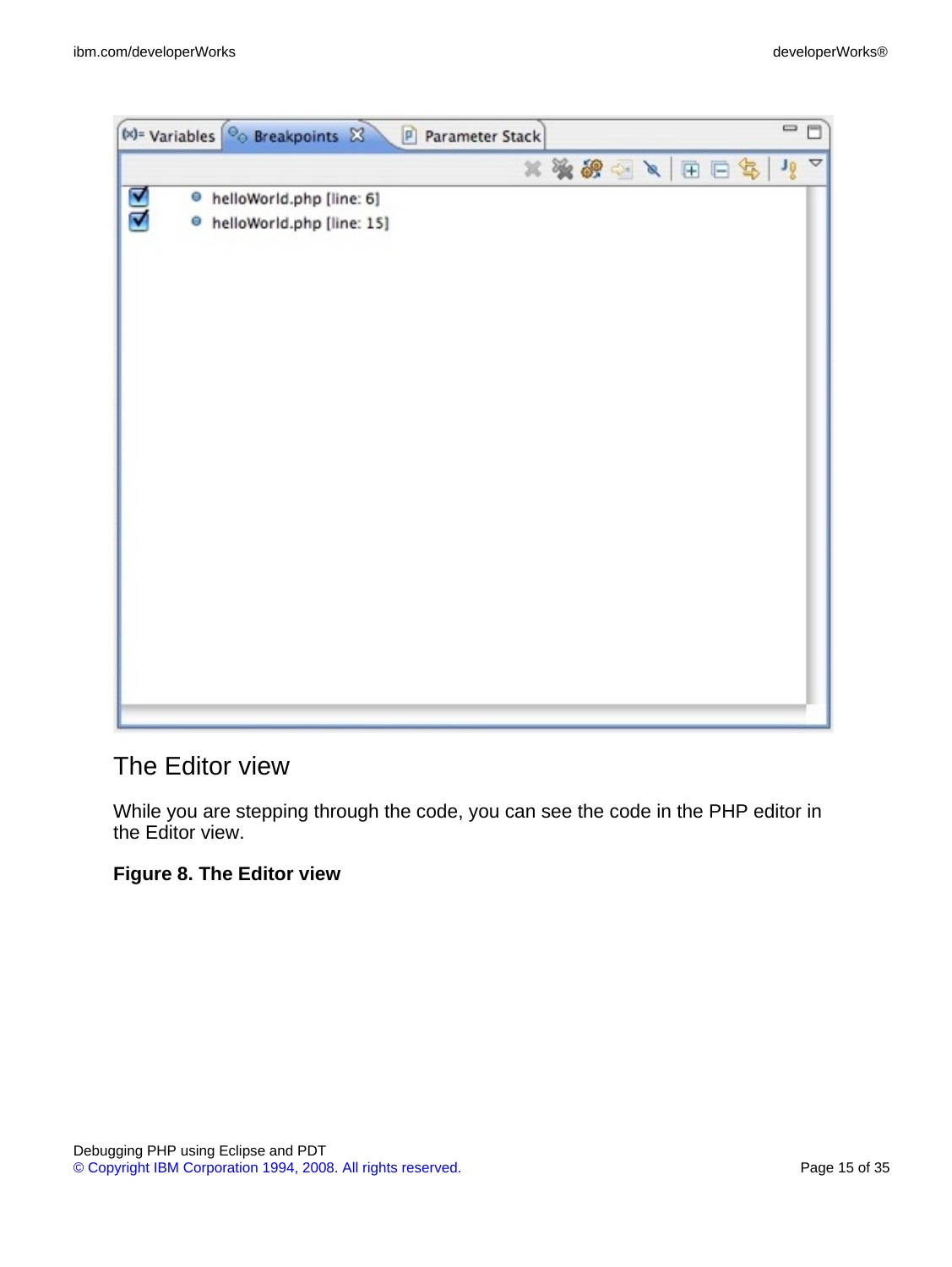## The Editor view

While you are stepping through the code, you can see the code in the PHP editor in the Editor view.

**Figure 8. The Editor view**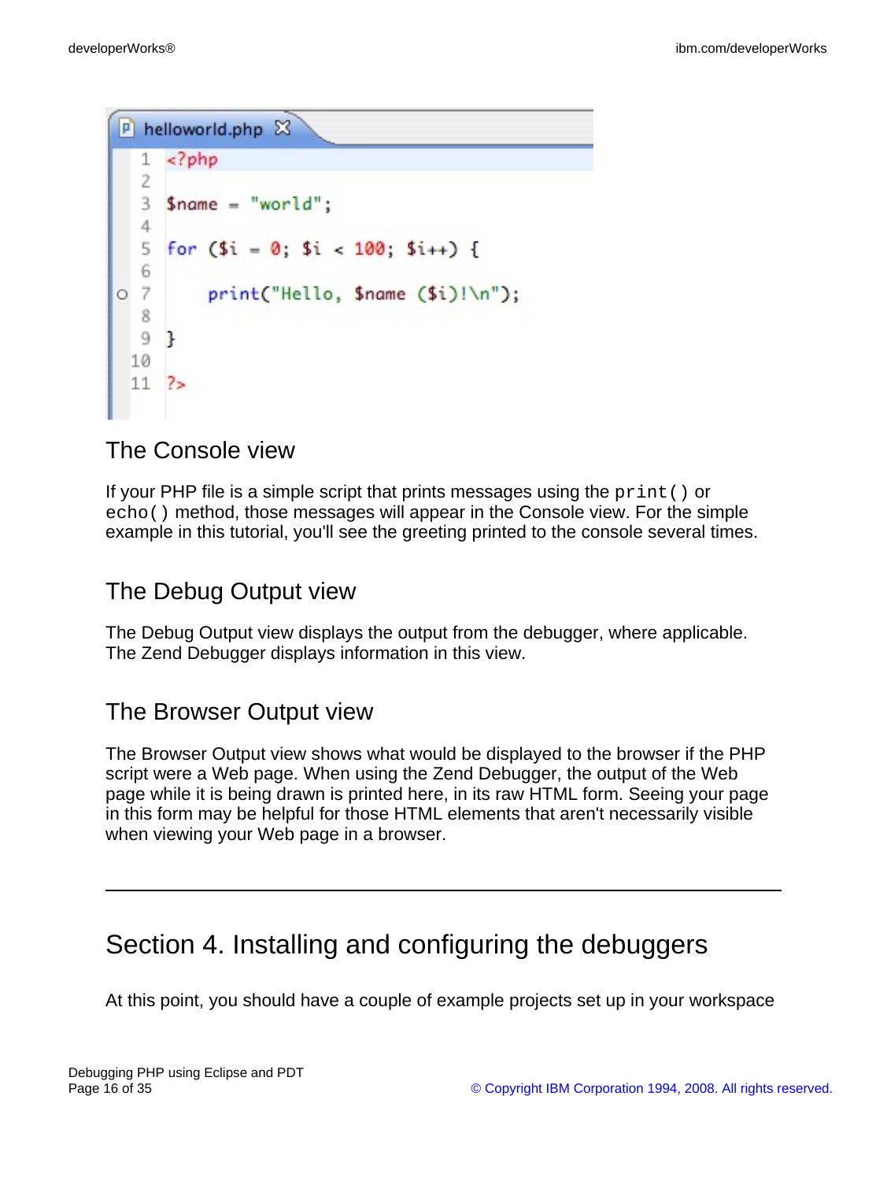```php
<?php

$name = "world";

for ($i = 0; $i < 100; $i++) {

    print("Hello, $name ($i)!\n");

}

?>
```

### The Console view

If your PHP file is a simple script that prints messages using the `print()` or `echo()` method, those messages will appear in the Console view. For the simple example in this tutorial, you'll see the greeting printed to the console several times.

### The Debug Output view

The Debug Output view displays the output from the debugger, where applicable. The Zend Debugger displays information in this view.

### The Browser Output view

The Browser Output view shows what would be displayed to the browser if the PHP script were a Web page. When using the Zend Debugger, the output of the Web page while it is being drawn is printed here, in its raw HTML form. Seeing your page in this form may be helpful for those HTML elements that aren't necessarily visible when viewing your Web page in a browser.

---

## Section 4. Installing and configuring the debuggers

At this point, you should have a couple of example projects set up in your workspace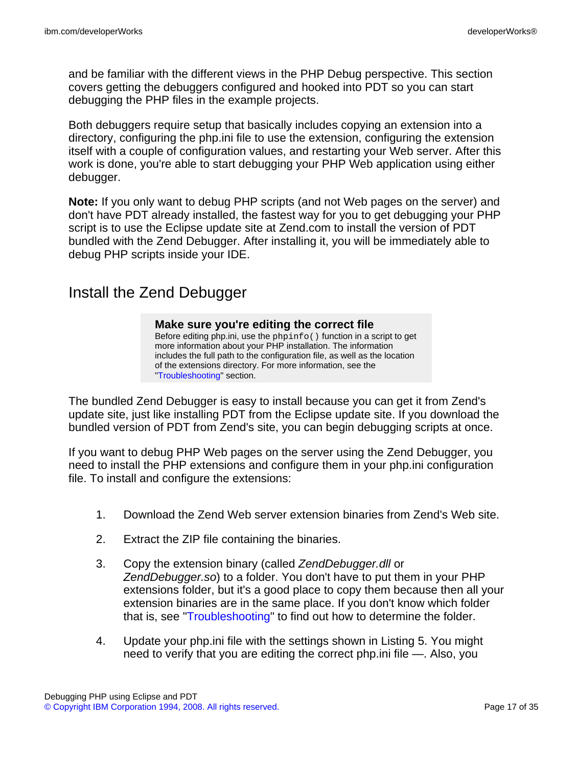and be familiar with the different views in the PHP Debug perspective. This section covers getting the debuggers configured and hooked into PDT so you can start debugging the PHP files in the example projects.

Both debuggers require setup that basically includes copying an extension into a directory, configuring the php.ini file to use the extension, configuring the extension itself with a couple of configuration values, and restarting your Web server. After this work is done, you're able to start debugging your PHP Web application using either debugger.

**Note:** If you only want to debug PHP scripts (and not Web pages on the server) and don't have PDT already installed, the fastest way for you to get debugging your PHP script is to use the Eclipse update site at Zend.com to install the version of PDT bundled with the Zend Debugger. After installing it, you will be immediately able to debug PHP scripts inside your IDE.

## Install the Zend Debugger

> **Make sure you're editing the correct file**
> Before editing php.ini, use the `phpinfo()` function in a script to get more information about your PHP installation. The information includes the full path to the configuration file, as well as the location of the extensions directory. For more information, see the "Troubleshooting" section.

The bundled Zend Debugger is easy to install because you can get it from Zend's update site, just like installing PDT from the Eclipse update site. If you download the bundled version of PDT from Zend's site, you can begin debugging scripts at once.

If you want to debug PHP Web pages on the server using the Zend Debugger, you need to install the PHP extensions and configure them in your php.ini configuration file. To install and configure the extensions:

1. Download the Zend Web server extension binaries from Zend's Web site.
2. Extract the ZIP file containing the binaries.
3. Copy the extension binary (called *ZendDebugger.dll* or *ZendDebugger.so*) to a folder. You don't have to put them in your PHP extensions folder, but it's a good place to copy them because then all your extension binaries are in the same place. If you don't know which folder that is, see "Troubleshooting" to find out how to determine the folder.
4. Update your php.ini file with the settings shown in Listing 5. You might need to verify that you are editing the correct php.ini file —. Also, you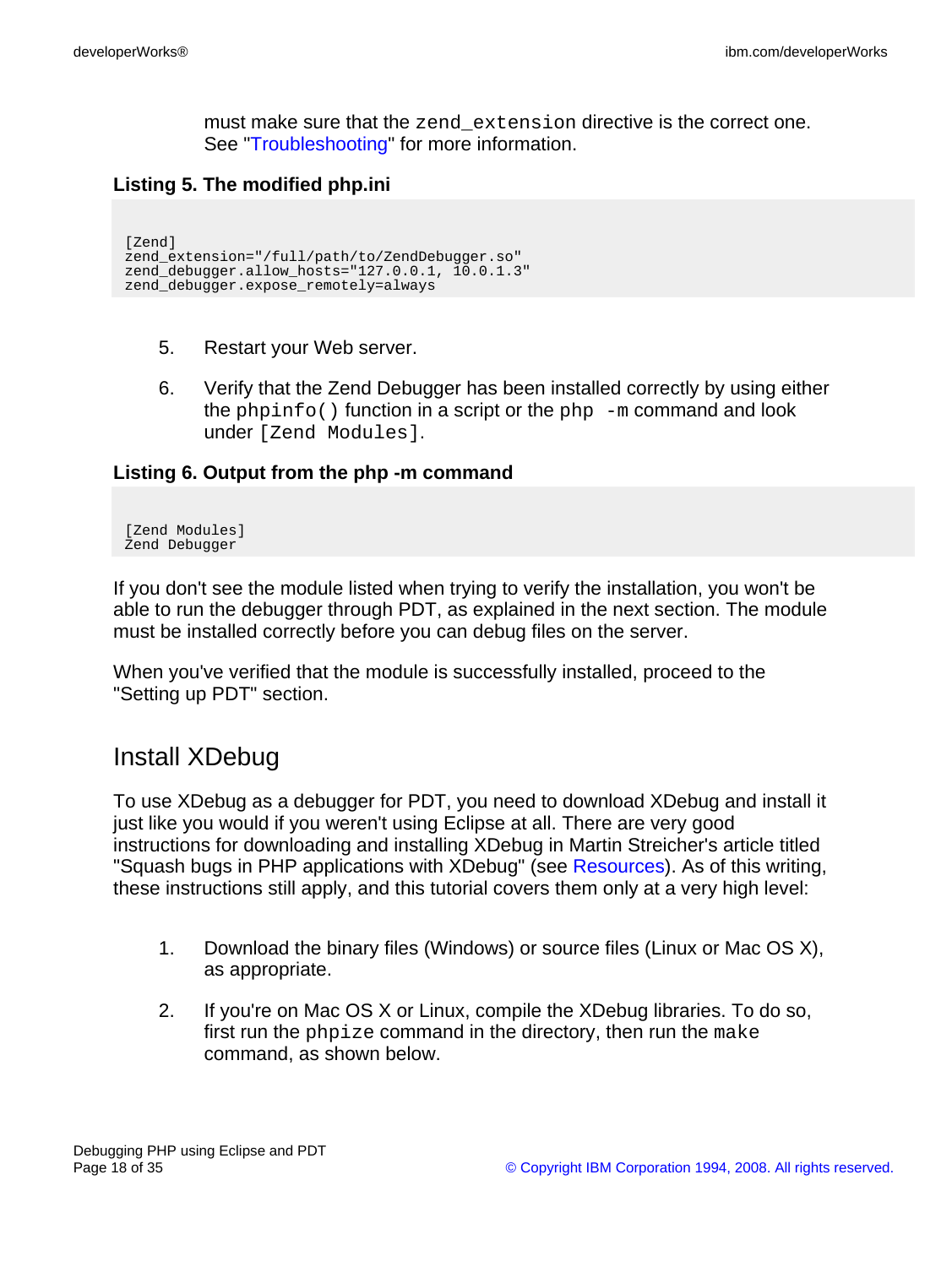must make sure that the `zend_extension` directive is the correct one. See "Troubleshooting" for more information.

**Listing 5. The modified php.ini**

```
[Zend]
zend_extension="/full/path/to/ZendDebugger.so"
zend_debugger.allow_hosts="127.0.0.1, 10.0.1.3"
zend_debugger.expose_remotely=always
```

5. Restart your Web server.

6. Verify that the Zend Debugger has been installed correctly by using either the `phpinfo()` function in a script or the `php -m` command and look under `[Zend Modules]`.

**Listing 6. Output from the php -m command**

```
[Zend Modules]
Zend Debugger
```

If you don't see the module listed when trying to verify the installation, you won't be able to run the debugger through PDT, as explained in the next section. The module must be installed correctly before you can debug files on the server.

When you've verified that the module is successfully installed, proceed to the "Setting up PDT" section.

## Install XDebug

To use XDebug as a debugger for PDT, you need to download XDebug and install it just like you would if you weren't using Eclipse at all. There are very good instructions for downloading and installing XDebug in Martin Streicher's article titled "Squash bugs in PHP applications with XDebug" (see Resources). As of this writing, these instructions still apply, and this tutorial covers them only at a very high level:

1. Download the binary files (Windows) or source files (Linux or Mac OS X), as appropriate.

2. If you're on Mac OS X or Linux, compile the XDebug libraries. To do so, first run the `phpize` command in the directory, then run the `make` command, as shown below.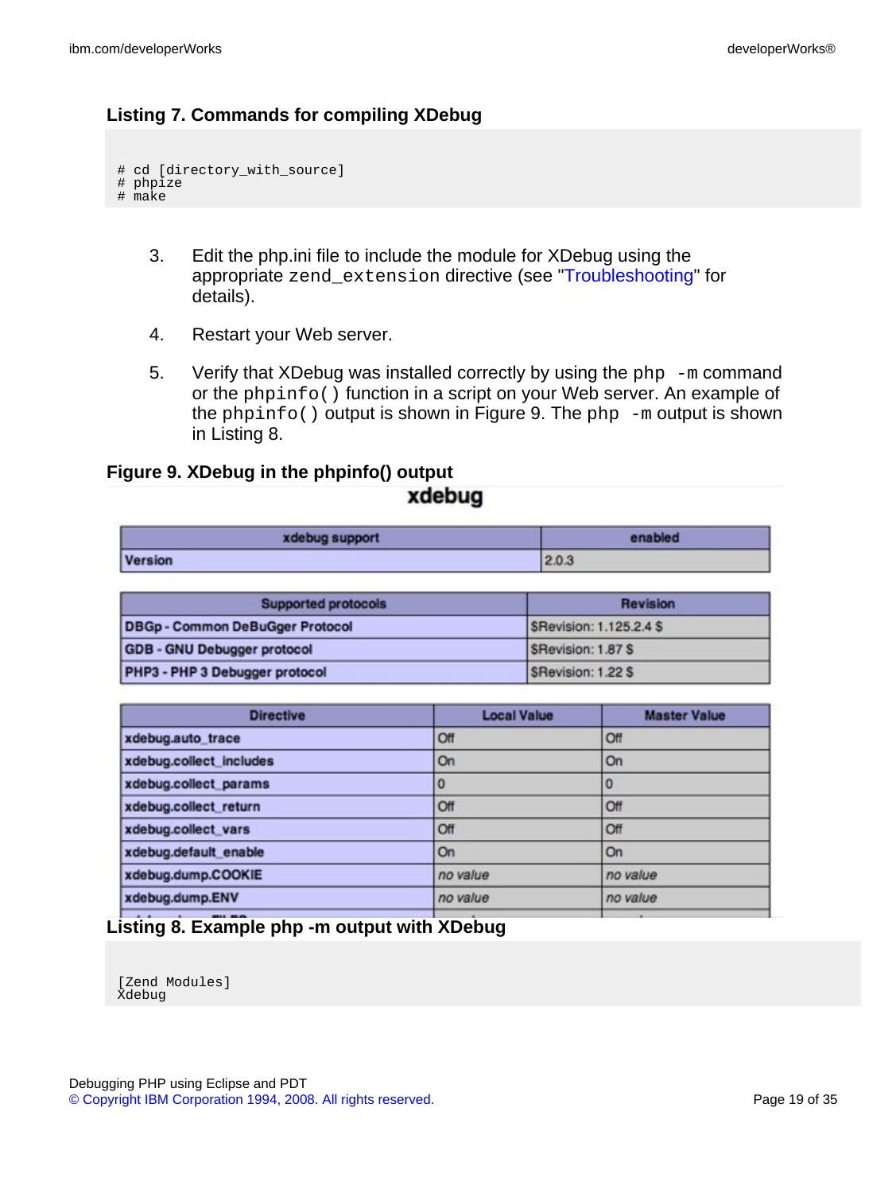**Listing 7. Commands for compiling XDebug**

```
# cd [directory_with_source]
# phpize
# make
```

3. Edit the php.ini file to include the module for XDebug using the appropriate `zend_extension` directive (see "Troubleshooting" for details).

4. Restart your Web server.

5. Verify that XDebug was installed correctly by using the `php -m` command or the `phpinfo()` function in a script on your Web server. An example of the `phpinfo()` output is shown in Figure 9. The `php -m` output is shown in Listing 8.

**Figure 9. XDebug in the phpinfo() output**

**xdebug**

| xdebug support | enabled |
|---|---|
| Version | 2.0.3 |

| Supported protocols | Revision |
|---|---|
| DBGp - Common DeBuGger Protocol | $Revision: 1.125.2.4 $ |
| GDB - GNU Debugger protocol | $Revision: 1.87 $ |
| PHP3 - PHP 3 Debugger protocol | $Revision: 1.22 $ |

| Directive | Local Value | Master Value |
|---|---|---|
| xdebug.auto_trace | Off | Off |
| xdebug.collect_includes | On | On |
| xdebug.collect_params | 0 | 0 |
| xdebug.collect_return | Off | Off |
| xdebug.collect_vars | Off | Off |
| xdebug.default_enable | On | On |
| xdebug.dump.COOKIE | *no value* | *no value* |
| xdebug.dump.ENV | *no value* | *no value* |

**Listing 8. Example php -m output with XDebug**

```
[Zend Modules]
Xdebug
```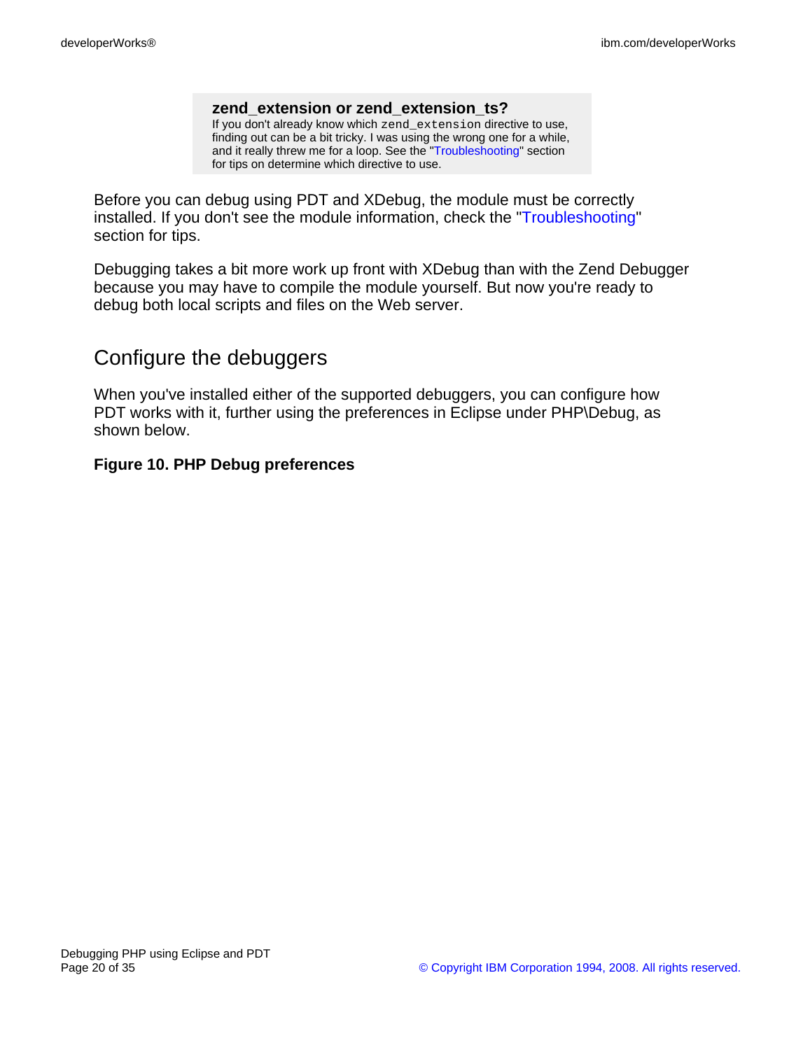> **zend_extension or zend_extension_ts?**
> If you don't already know which `zend_extension` directive to use, finding out can be a bit tricky. I was using the wrong one for a while, and it really threw me for a loop. See the "Troubleshooting" section for tips on determine which directive to use.

Before you can debug using PDT and XDebug, the module must be correctly installed. If you don't see the module information, check the "Troubleshooting" section for tips.

Debugging takes a bit more work up front with XDebug than with the Zend Debugger because you may have to compile the module yourself. But now you're ready to debug both local scripts and files on the Web server.

## Configure the debuggers

When you've installed either of the supported debuggers, you can configure how PDT works with it, further using the preferences in Eclipse under PHP\Debug, as shown below.

**Figure 10. PHP Debug preferences**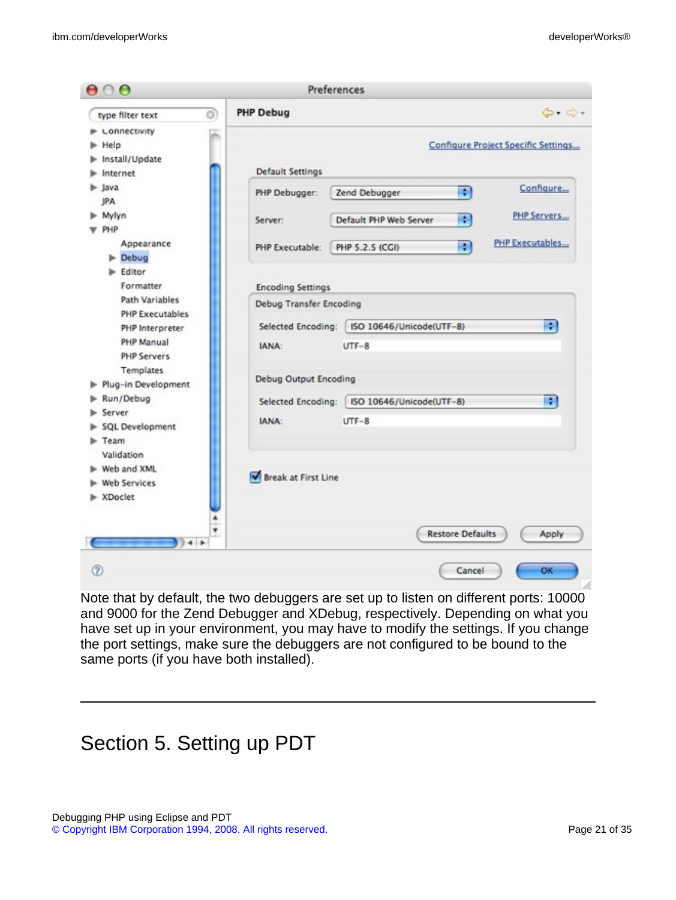Note that by default, the two debuggers are set up to listen on different ports: 10000 and 9000 for the Zend Debugger and XDebug, respectively. Depending on what you have set up in your environment, you may have to modify the settings. If you change the port settings, make sure the debuggers are not configured to be bound to the same ports (if you have both installed).

# Section 5. Setting up PDT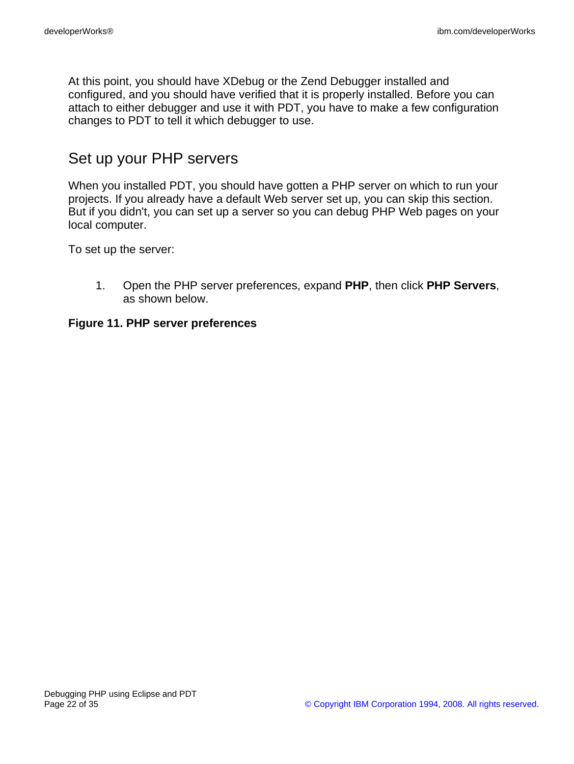At this point, you should have XDebug or the Zend Debugger installed and configured, and you should have verified that it is properly installed. Before you can attach to either debugger and use it with PDT, you have to make a few configuration changes to PDT to tell it which debugger to use.

## Set up your PHP servers

When you installed PDT, you should have gotten a PHP server on which to run your projects. If you already have a default Web server set up, you can skip this section. But if you didn't, you can set up a server so you can debug PHP Web pages on your local computer.

To set up the server:

1. Open the PHP server preferences, expand **PHP**, then click **PHP Servers**, as shown below.

**Figure 11. PHP server preferences**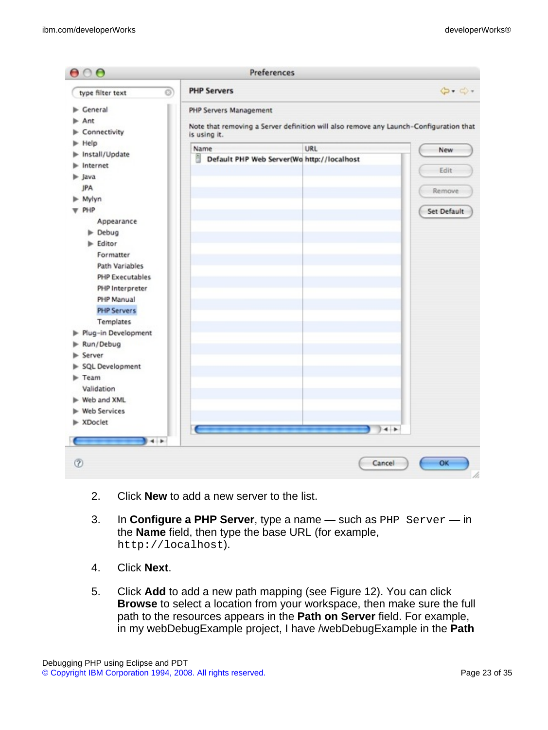2. Click **New** to add a new server to the list.

3. In **Configure a PHP Server**, type a name — such as `PHP Server` — in the **Name** field, then type the base URL (for example, `http://localhost`).

4. Click **Next**.

5. Click **Add** to add a new path mapping (see Figure 12). You can click **Browse** to select a location from your workspace, then make sure the full path to the resources appears in the **Path on Server** field. For example, in my webDebugExample project, I have /webDebugExample in the **Path**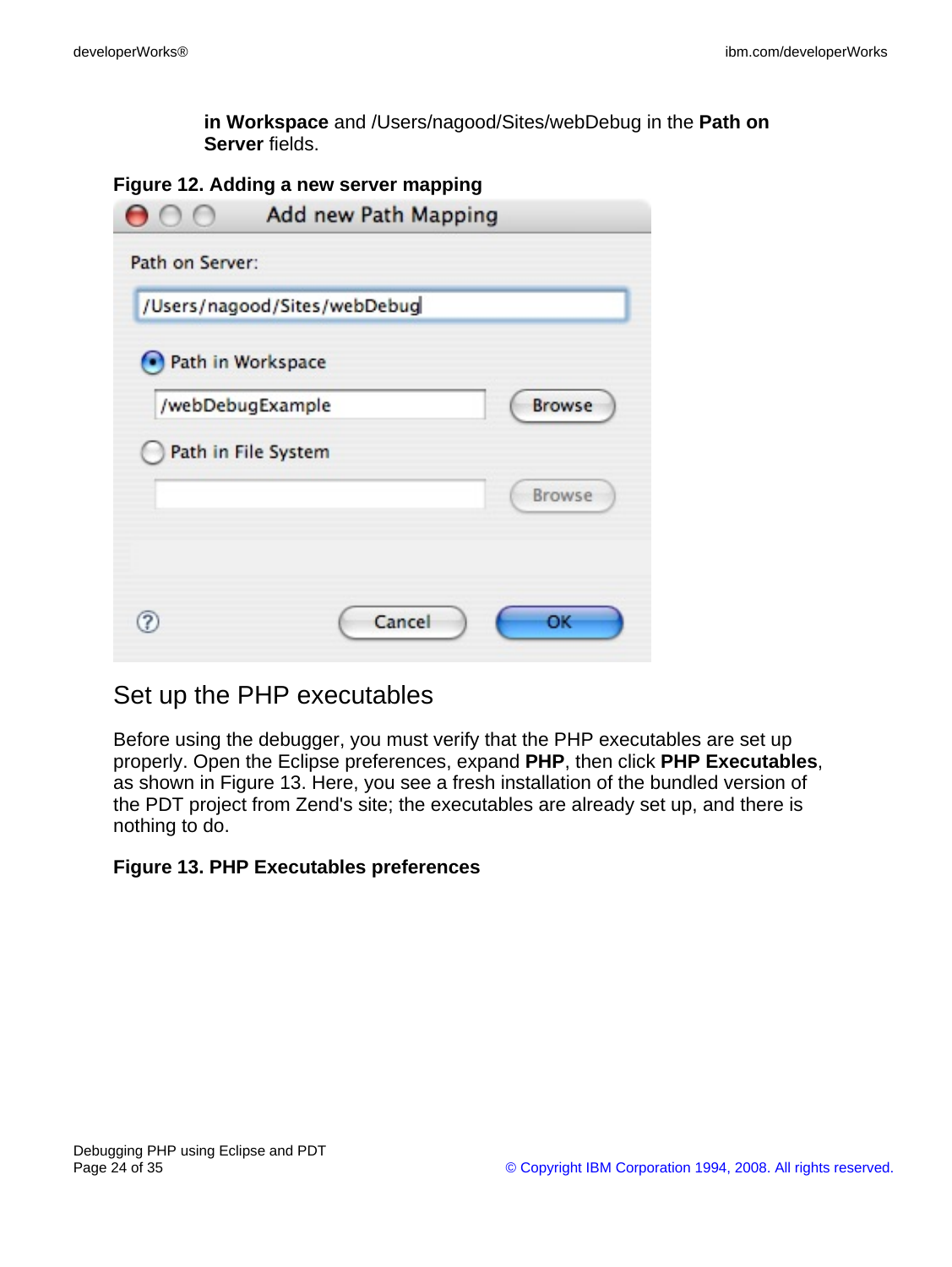**in Workspace** and /Users/nagood/Sites/webDebug in the **Path on Server** fields.

**Figure 12. Adding a new server mapping**

## Set up the PHP executables

Before using the debugger, you must verify that the PHP executables are set up properly. Open the Eclipse preferences, expand **PHP**, then click **PHP Executables**, as shown in Figure 13. Here, you see a fresh installation of the bundled version of the PDT project from Zend's site; the executables are already set up, and there is nothing to do.

**Figure 13. PHP Executables preferences**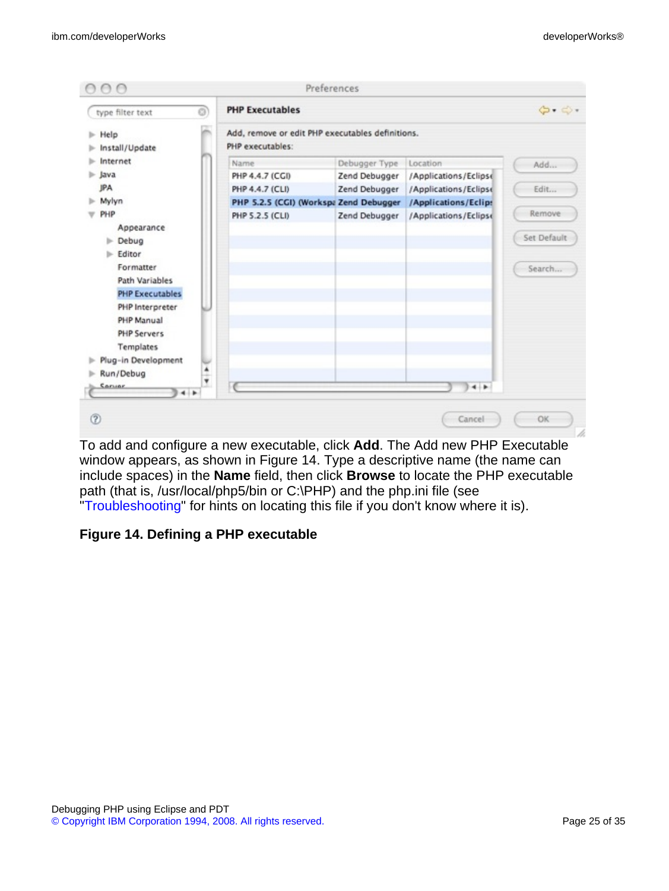To add and configure a new executable, click **Add**. The Add new PHP Executable window appears, as shown in Figure 14. Type a descriptive name (the name can include spaces) in the **Name** field, then click **Browse** to locate the PHP executable path (that is, /usr/local/php5/bin or C:\PHP) and the php.ini file (see "Troubleshooting" for hints on locating this file if you don't know where it is).

**Figure 14. Defining a PHP executable**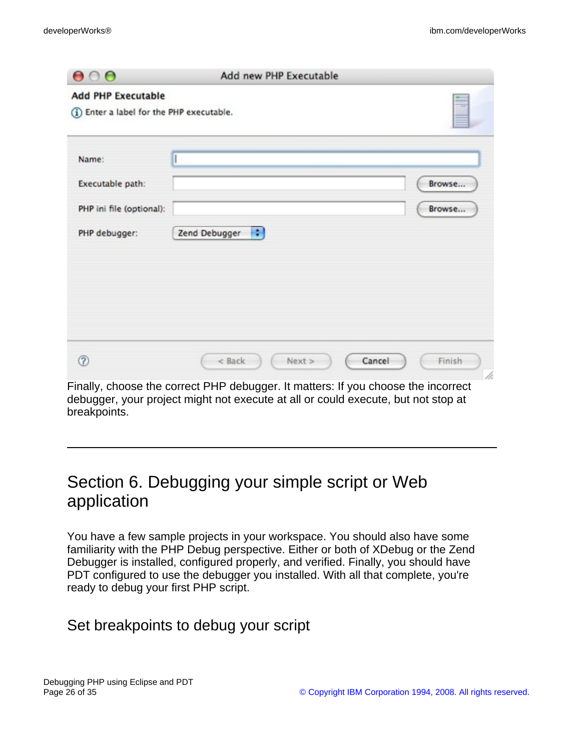Finally, choose the correct PHP debugger. It matters: If you choose the incorrect debugger, your project might not execute at all or could execute, but not stop at breakpoints.

---

## Section 6. Debugging your simple script or Web application

You have a few sample projects in your workspace. You should also have some familiarity with the PHP Debug perspective. Either or both of XDebug or the Zend Debugger is installed, configured properly, and verified. Finally, you should have PDT configured to use the debugger you installed. With all that complete, you're ready to debug your first PHP script.

### Set breakpoints to debug your script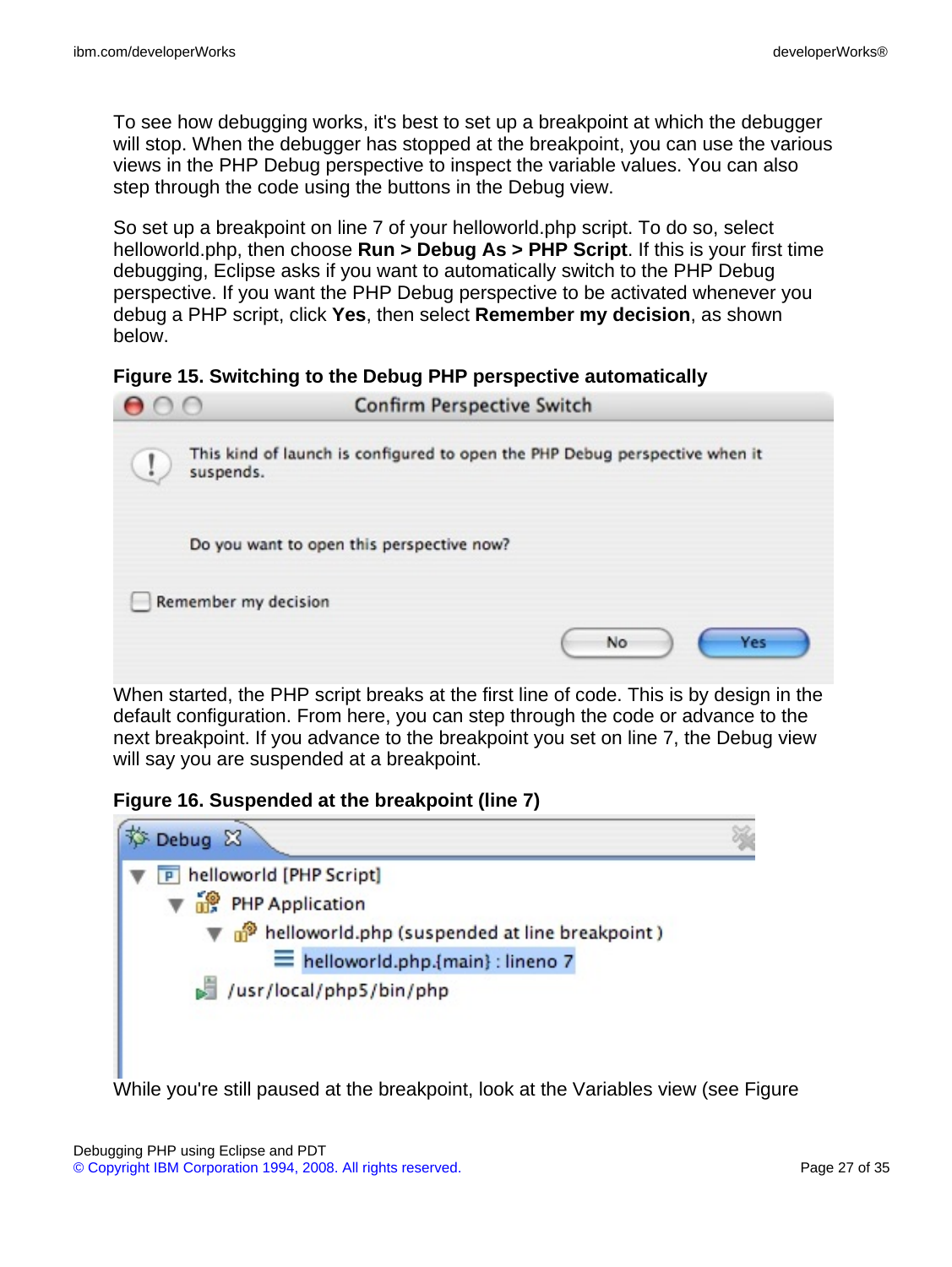To see how debugging works, it's best to set up a breakpoint at which the debugger will stop. When the debugger has stopped at the breakpoint, you can use the various views in the PHP Debug perspective to inspect the variable values. You can also step through the code using the buttons in the Debug view.

So set up a breakpoint on line 7 of your helloworld.php script. To do so, select helloworld.php, then choose **Run > Debug As > PHP Script**. If this is your first time debugging, Eclipse asks if you want to automatically switch to the PHP Debug perspective. If you want the PHP Debug perspective to be activated whenever you debug a PHP script, click **Yes**, then select **Remember my decision**, as shown below.

**Figure 15. Switching to the Debug PHP perspective automatically**

Confirm Perspective Switch

This kind of launch is configured to open the PHP Debug perspective when it suspends.

Do you want to open this perspective now?

Remember my decision

No

Yes

When started, the PHP script breaks at the first line of code. This is by design in the default configuration. From here, you can step through the code or advance to the next breakpoint. If you advance to the breakpoint you set on line 7, the Debug view will say you are suspended at a breakpoint.

**Figure 16. Suspended at the breakpoint (line 7)**

Debug

helloworld [PHP Script]

PHP Application

helloworld.php (suspended at line breakpoint )

helloworld.php.{main} : lineno 7

/usr/local/php5/bin/php

While you're still paused at the breakpoint, look at the Variables view (see Figure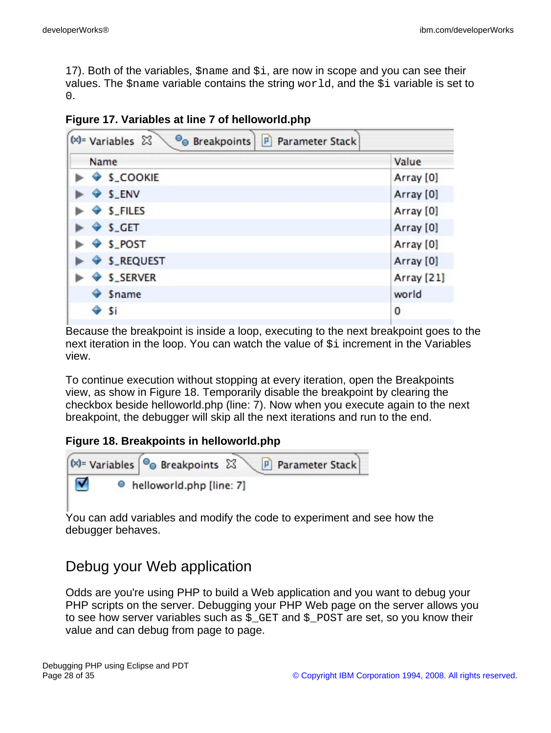17). Both of the variables, `$name` and `$i`, are now in scope and you can see their values. The `$name` variable contains the string `world`, and the `$i` variable is set to `0`.

**Figure 17. Variables at line 7 of helloworld.php**

| Name | Value |
|---|---|
| $_COOKIE | Array [0] |
| $_ENV | Array [0] |
| $_FILES | Array [0] |
| $_GET | Array [0] |
| $_POST | Array [0] |
| $_REQUEST | Array [0] |
| $_SERVER | Array [21] |
| $name | world |
| $i | 0 |

Because the breakpoint is inside a loop, executing to the next breakpoint goes to the next iteration in the loop. You can watch the value of `$i` increment in the Variables view.

To continue execution without stopping at every iteration, open the Breakpoints view, as show in Figure 18. Temporarily disable the breakpoint by clearing the checkbox beside helloworld.php (line: 7). Now when you execute again to the next breakpoint, the debugger will skip all the next iterations and run to the end.

**Figure 18. Breakpoints in helloworld.php**

helloworld.php [line: 7]

You can add variables and modify the code to experiment and see how the debugger behaves.

## Debug your Web application

Odds are you're using PHP to build a Web application and you want to debug your PHP scripts on the server. Debugging your PHP Web page on the server allows you to see how server variables such as `$_GET` and `$_POST` are set, so you know their value and can debug from page to page.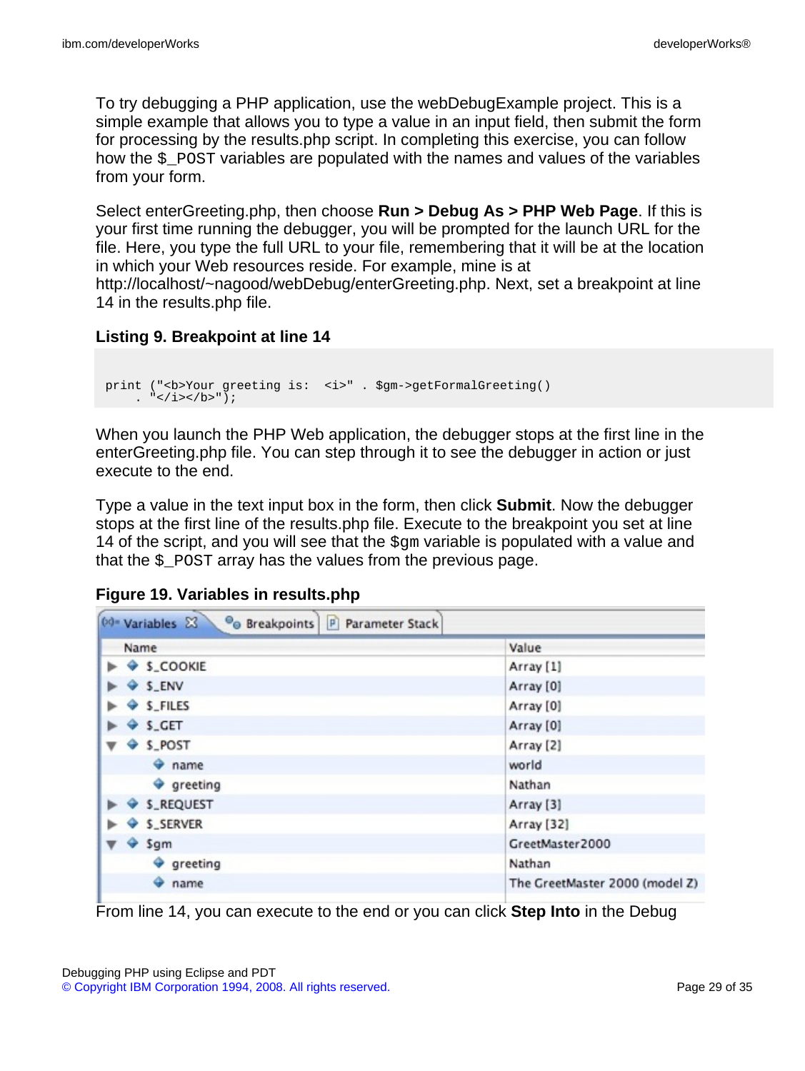To try debugging a PHP application, use the webDebugExample project. This is a simple example that allows you to type a value in an input field, then submit the form for processing by the results.php script. In completing this exercise, you can follow how the `$_POST` variables are populated with the names and values of the variables from your form.

Select enterGreeting.php, then choose **Run > Debug As > PHP Web Page**. If this is your first time running the debugger, you will be prompted for the launch URL for the file. Here, you type the full URL to your file, remembering that it will be at the location in which your Web resources reside. For example, mine is at http://localhost/~nagood/webDebug/enterGreeting.php. Next, set a breakpoint at line 14 in the results.php file.

#### Listing 9. Breakpoint at line 14

```
print ("<b>Your greeting is:  <i>" . $gm->getFormalGreeting()
      . "</i></b>");
```

When you launch the PHP Web application, the debugger stops at the first line in the enterGreeting.php file. You can step through it to see the debugger in action or just execute to the end.

Type a value in the text input box in the form, then click **Submit**. Now the debugger stops at the first line of the results.php file. Execute to the breakpoint you set at line 14 of the script, and you will see that the `$gm` variable is populated with a value and that the `$_POST` array has the values from the previous page.

#### Figure 19. Variables in results.php

Variables | Breakpoints | Parameter Stack

| Name | Value |
|---|---|
| $_COOKIE | Array [1] |
| $_ENV | Array [0] |
| $_FILES | Array [0] |
| $_GET | Array [0] |
| $_POST | Array [2] |
| name | world |
| greeting | Nathan |
| $_REQUEST | Array [3] |
| $_SERVER | Array [32] |
| $gm | GreetMaster2000 |
| greeting | Nathan |
| name | The GreetMaster 2000 (model Z) |

From line 14, you can execute to the end or you can click **Step Into** in the Debug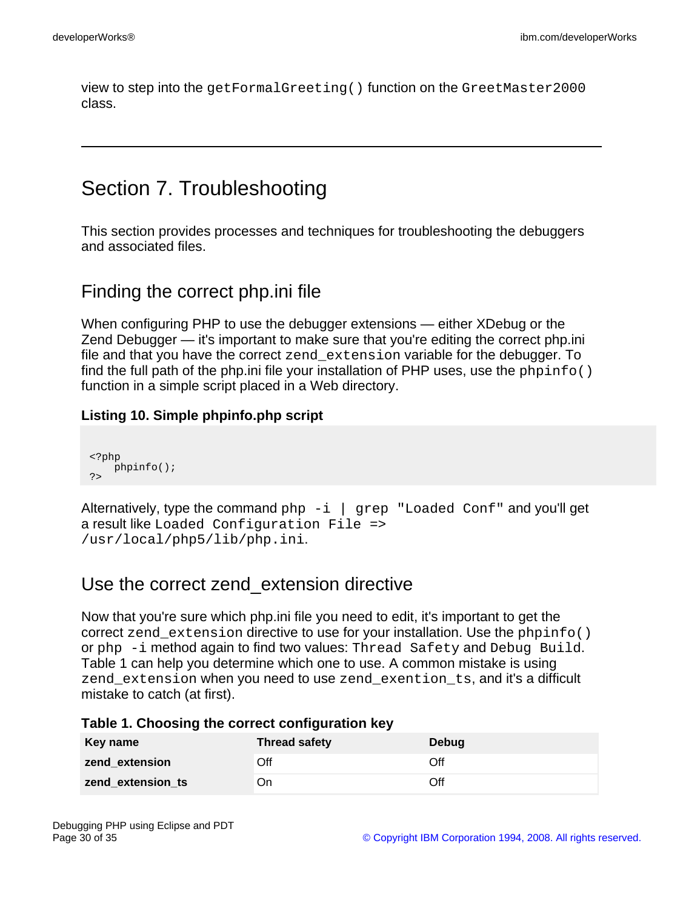view to step into the `getFormalGreeting()` function on the `GreetMaster2000` class.

---

## Section 7. Troubleshooting

This section provides processes and techniques for troubleshooting the debuggers and associated files.

### Finding the correct php.ini file

When configuring PHP to use the debugger extensions — either XDebug or the Zend Debugger — it's important to make sure that you're editing the correct php.ini file and that you have the correct `zend_extension` variable for the debugger. To find the full path of the php.ini file your installation of PHP uses, use the `phpinfo()` function in a simple script placed in a Web directory.

**Listing 10. Simple phpinfo.php script**

```
<?php
    phpinfo();
?>
```

Alternatively, type the command `php -i | grep "Loaded Conf"` and you'll get a result like `Loaded Configuration File => /usr/local/php5/lib/php.ini`.

### Use the correct zend_extension directive

Now that you're sure which php.ini file you need to edit, it's important to get the correct `zend_extension` directive to use for your installation. Use the `phpinfo()` or `php -i` method again to find two values: `Thread Safety` and `Debug Build`. Table 1 can help you determine which one to use. A common mistake is using `zend_extension` when you need to use `zend_exention_ts`, and it's a difficult mistake to catch (at first).

**Table 1. Choosing the correct configuration key**

| Key name | Thread safety | Debug |
|---|---|---|
| **zend_extension** | Off | Off |
| **zend_extension_ts** | On | Off |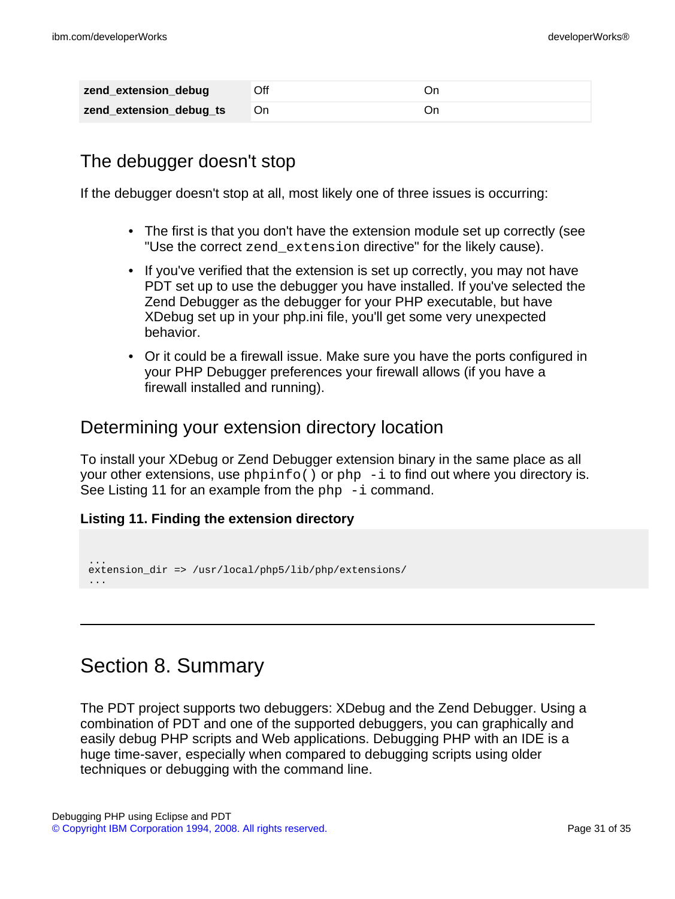| | | |
|---|---|---|
| **zend_extension_debug** | Off | On |
| **zend_extension_debug_ts** | On | On |

## The debugger doesn't stop

If the debugger doesn't stop at all, most likely one of three issues is occurring:

- The first is that you don't have the extension module set up correctly (see "Use the correct `zend_extension` directive" for the likely cause).
- If you've verified that the extension is set up correctly, you may not have PDT set up to use the debugger you have installed. If you've selected the Zend Debugger as the debugger for your PHP executable, but have XDebug set up in your php.ini file, you'll get some very unexpected behavior.
- Or it could be a firewall issue. Make sure you have the ports configured in your PHP Debugger preferences your firewall allows (if you have a firewall installed and running).

## Determining your extension directory location

To install your XDebug or Zend Debugger extension binary in the same place as all your other extensions, use `phpinfo()` or `php -i` to find out where you directory is. See Listing 11 for an example from the `php -i` command.

**Listing 11. Finding the extension directory**

```
...
extension_dir => /usr/local/php5/lib/php/extensions/
...
```

# Section 8. Summary

The PDT project supports two debuggers: XDebug and the Zend Debugger. Using a combination of PDT and one of the supported debuggers, you can graphically and easily debug PHP scripts and Web applications. Debugging PHP with an IDE is a huge time-saver, especially when compared to debugging scripts using older techniques or debugging with the command line.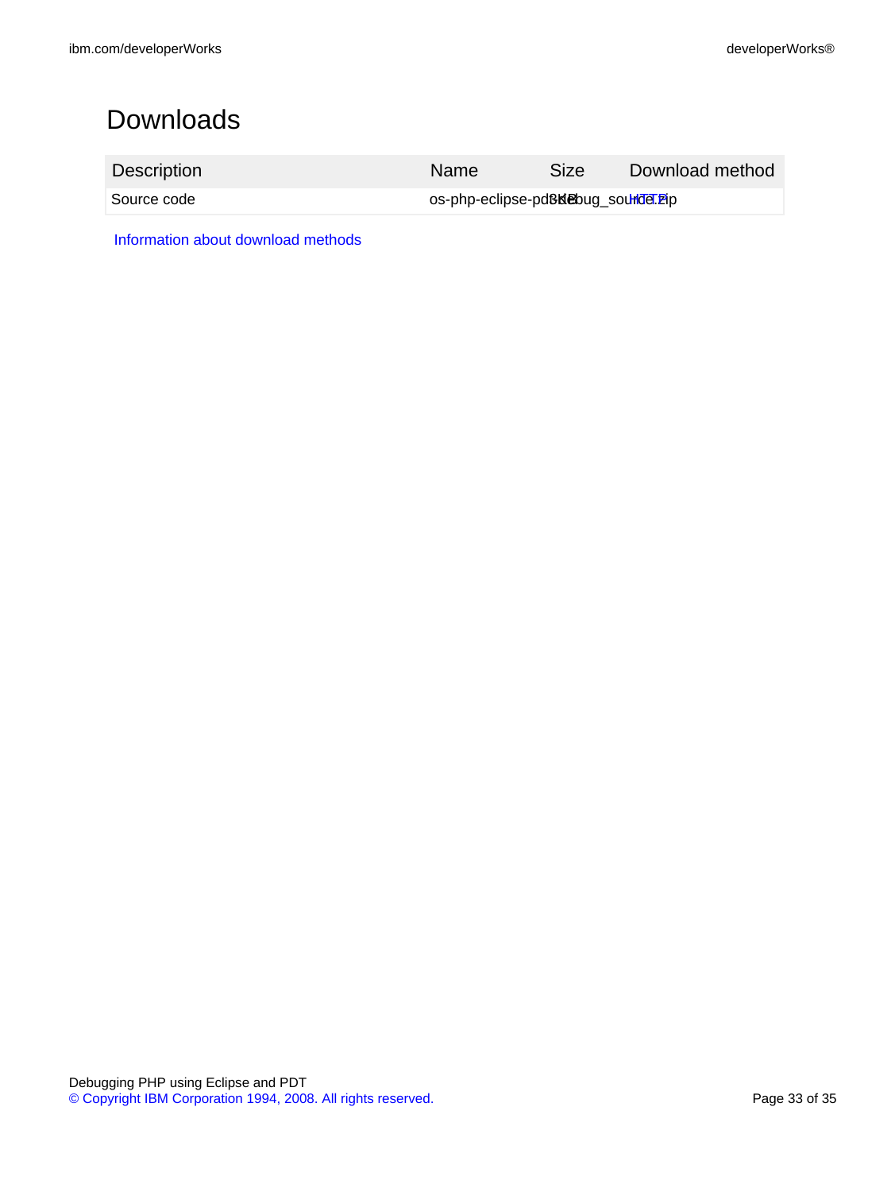# Downloads

| Description | Name | Size | Download method |
| --- | --- | --- | --- |
| Source code | os-php-eclipse-pdt-debug_source.zip | 3KB | HTTP |

Information about download methods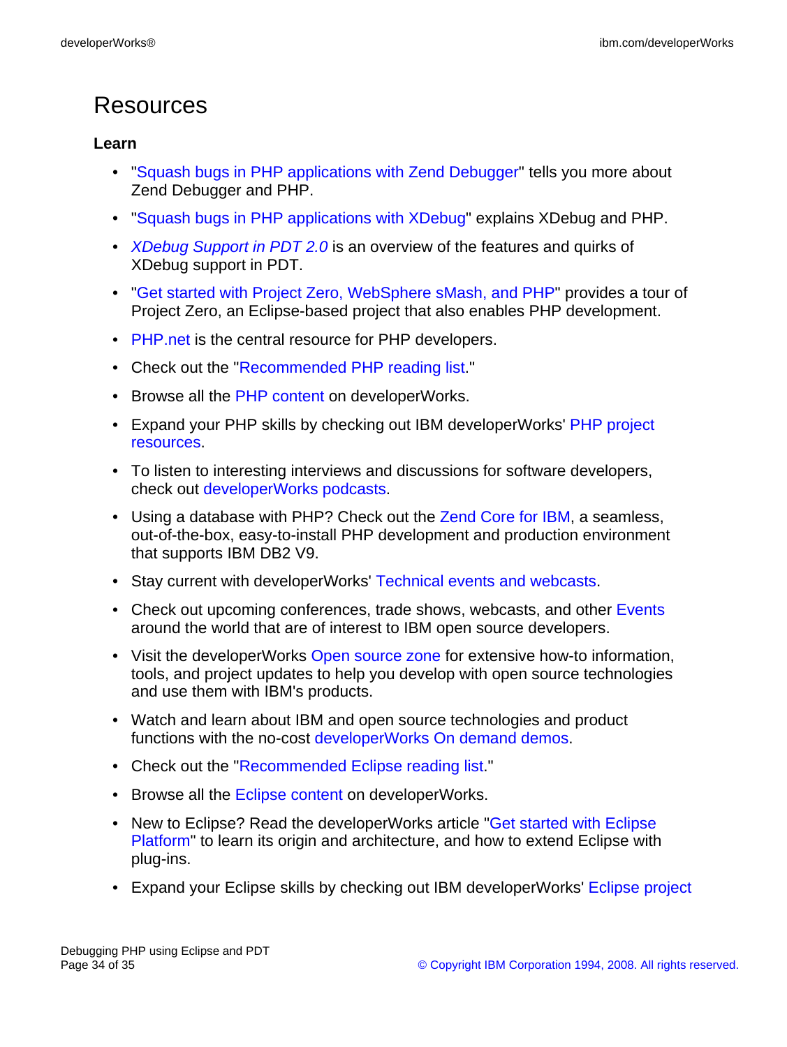# Resources

### Learn

- "Squash bugs in PHP applications with Zend Debugger" tells you more about Zend Debugger and PHP.
- "Squash bugs in PHP applications with XDebug" explains XDebug and PHP.
- *XDebug Support in PDT 2.0* is an overview of the features and quirks of XDebug support in PDT.
- "Get started with Project Zero, WebSphere sMash, and PHP" provides a tour of Project Zero, an Eclipse-based project that also enables PHP development.
- PHP.net is the central resource for PHP developers.
- Check out the "Recommended PHP reading list."
- Browse all the PHP content on developerWorks.
- Expand your PHP skills by checking out IBM developerWorks' PHP project resources.
- To listen to interesting interviews and discussions for software developers, check out developerWorks podcasts.
- Using a database with PHP? Check out the Zend Core for IBM, a seamless, out-of-the-box, easy-to-install PHP development and production environment that supports IBM DB2 V9.
- Stay current with developerWorks' Technical events and webcasts.
- Check out upcoming conferences, trade shows, webcasts, and other Events around the world that are of interest to IBM open source developers.
- Visit the developerWorks Open source zone for extensive how-to information, tools, and project updates to help you develop with open source technologies and use them with IBM's products.
- Watch and learn about IBM and open source technologies and product functions with the no-cost developerWorks On demand demos.
- Check out the "Recommended Eclipse reading list."
- Browse all the Eclipse content on developerWorks.
- New to Eclipse? Read the developerWorks article "Get started with Eclipse Platform" to learn its origin and architecture, and how to extend Eclipse with plug-ins.
- Expand your Eclipse skills by checking out IBM developerWorks' Eclipse project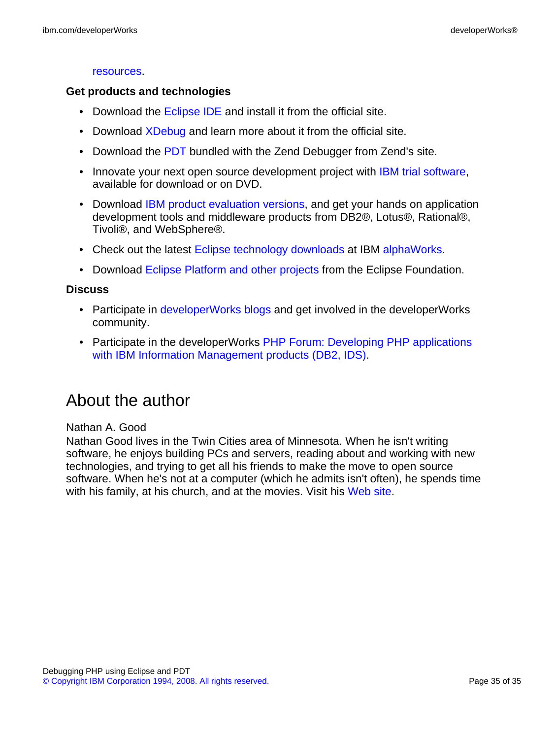resources.

**Get products and technologies**

- Download the Eclipse IDE and install it from the official site.
- Download XDebug and learn more about it from the official site.
- Download the PDT bundled with the Zend Debugger from Zend's site.
- Innovate your next open source development project with IBM trial software, available for download or on DVD.
- Download IBM product evaluation versions, and get your hands on application development tools and middleware products from DB2®, Lotus®, Rational®, Tivoli®, and WebSphere®.
- Check out the latest Eclipse technology downloads at IBM alphaWorks.
- Download Eclipse Platform and other projects from the Eclipse Foundation.

**Discuss**

- Participate in developerWorks blogs and get involved in the developerWorks community.
- Participate in the developerWorks PHP Forum: Developing PHP applications with IBM Information Management products (DB2, IDS).

# About the author

Nathan A. Good
Nathan Good lives in the Twin Cities area of Minnesota. When he isn't writing software, he enjoys building PCs and servers, reading about and working with new technologies, and trying to get all his friends to make the move to open source software. When he's not at a computer (which he admits isn't often), he spends time with his family, at his church, and at the movies. Visit his Web site.